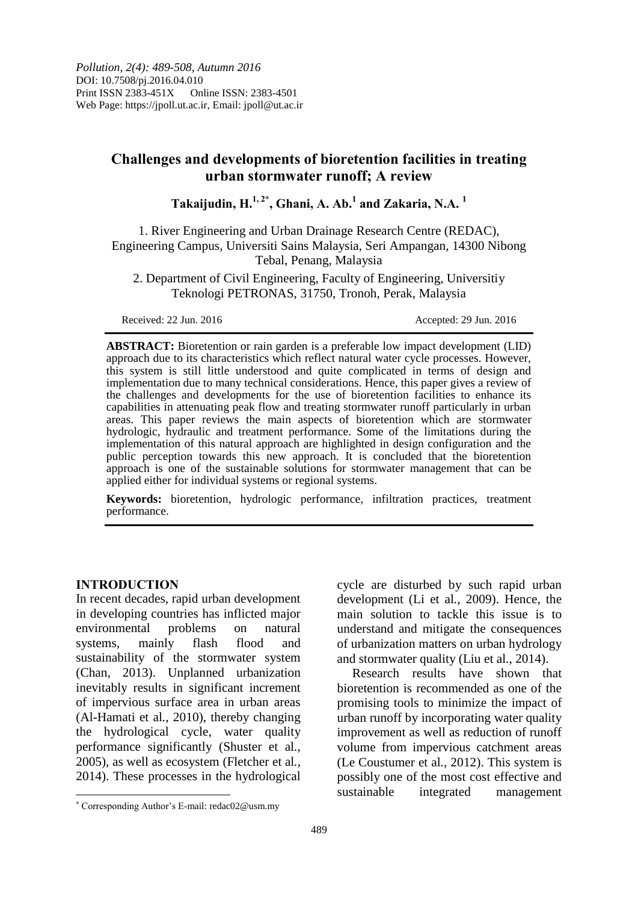*Pollution, 2(4): 489-508, Autumn 2016*
DOI: 10.7508/pj.2016.04.010
Print ISSN 2383-451X Online ISSN: 2383-4501
Web Page: https://jpoll.ut.ac.ir, Email: jpoll@ut.ac.ir

# Challenges and developments of bioretention facilities in treating urban stormwater runoff; A review

**Takaijudin, H.[1, 2*], Ghani, A. Ab.[1] and Zakaria, N.A.[1]**

1. River Engineering and Urban Drainage Research Centre (REDAC), Engineering Campus, Universiti Sains Malaysia, Seri Ampangan, 14300 Nibong Tebal, Penang, Malaysia

2. Department of Civil Engineering, Faculty of Engineering, Universitiy Teknologi PETRONAS, 31750, Tronoh, Perak, Malaysia

Received: 22 Jun. 2016 Accepted: 29 Jun. 2016

**ABSTRACT:** Bioretention or rain garden is a preferable low impact development (LID) approach due to its characteristics which reflect natural water cycle processes. However, this system is still little understood and quite complicated in terms of design and implementation due to many technical considerations. Hence, this paper gives a review of the challenges and developments for the use of bioretention facilities to enhance its capabilities in attenuating peak flow and treating stormwater runoff particularly in urban areas. This paper reviews the main aspects of bioretention which are stormwater hydrologic, hydraulic and treatment performance. Some of the limitations during the implementation of this natural approach are highlighted in design configuration and the public perception towards this new approach. It is concluded that the bioretention approach is one of the sustainable solutions for stormwater management that can be applied either for individual systems or regional systems.

**Keywords:** bioretention, hydrologic performance, infiltration practices, treatment performance.

## INTRODUCTION

In recent decades, rapid urban development in developing countries has inflicted major environmental problems on natural systems, mainly flash flood and sustainability of the stormwater system (Chan, 2013). Unplanned urbanization inevitably results in significant increment of impervious surface area in urban areas (Al-Hamati et al., 2010), thereby changing the hydrological cycle, water quality performance significantly (Shuster et al., 2005), as well as ecosystem (Fletcher et al., 2014). These processes in the hydrological cycle are disturbed by such rapid urban development (Li et al., 2009). Hence, the main solution to tackle this issue is to understand and mitigate the consequences of urbanization matters on urban hydrology and stormwater quality (Liu et al., 2014).

Research results have shown that bioretention is recommended as one of the promising tools to minimize the impact of urban runoff by incorporating water quality improvement as well as reduction of runoff volume from impervious catchment areas (Le Coustumer et al., 2012). This system is possibly one of the most cost effective and sustainable integrated management

[*] Corresponding Author's E-mail: redac02@usm.my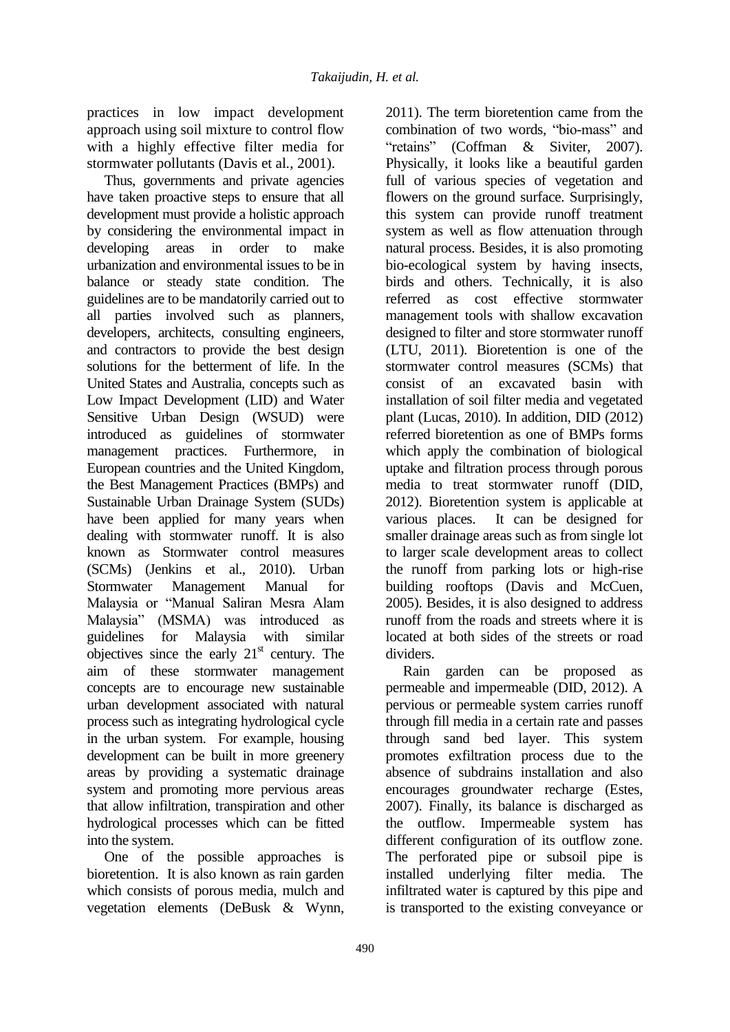practices in low impact development approach using soil mixture to control flow with a highly effective filter media for stormwater pollutants (Davis et al., 2001).

Thus, governments and private agencies have taken proactive steps to ensure that all development must provide a holistic approach by considering the environmental impact in developing areas in order to make urbanization and environmental issues to be in balance or steady state condition. The guidelines are to be mandatorily carried out to all parties involved such as planners, developers, architects, consulting engineers, and contractors to provide the best design solutions for the betterment of life. In the United States and Australia, concepts such as Low Impact Development (LID) and Water Sensitive Urban Design (WSUD) were introduced as guidelines of stormwater management practices. Furthermore, in European countries and the United Kingdom, the Best Management Practices (BMPs) and Sustainable Urban Drainage System (SUDs) have been applied for many years when dealing with stormwater runoff. It is also known as Stormwater control measures (SCMs) (Jenkins et al., 2010). Urban Stormwater Management Manual for Malaysia or "Manual Saliran Mesra Alam Malaysia" (MSMA) was introduced as guidelines for Malaysia with similar objectives since the early 21st century. The aim of these stormwater management concepts are to encourage new sustainable urban development associated with natural process such as integrating hydrological cycle in the urban system. For example, housing development can be built in more greenery areas by providing a systematic drainage system and promoting more pervious areas that allow infiltration, transpiration and other hydrological processes which can be fitted into the system.

One of the possible approaches is bioretention. It is also known as rain garden which consists of porous media, mulch and vegetation elements (DeBusk & Wynn, 2011). The term bioretention came from the combination of two words, "bio-mass" and "retains" (Coffman & Siviter, 2007). Physically, it looks like a beautiful garden full of various species of vegetation and flowers on the ground surface. Surprisingly, this system can provide runoff treatment system as well as flow attenuation through natural process. Besides, it is also promoting bio-ecological system by having insects, birds and others. Technically, it is also referred as cost effective stormwater management tools with shallow excavation designed to filter and store stormwater runoff (LTU, 2011). Bioretention is one of the stormwater control measures (SCMs) that consist of an excavated basin with installation of soil filter media and vegetated plant (Lucas, 2010). In addition, DID (2012) referred bioretention as one of BMPs forms which apply the combination of biological uptake and filtration process through porous media to treat stormwater runoff (DID, 2012). Bioretention system is applicable at various places. It can be designed for smaller drainage areas such as from single lot to larger scale development areas to collect the runoff from parking lots or high-rise building rooftops (Davis and McCuen, 2005). Besides, it is also designed to address runoff from the roads and streets where it is located at both sides of the streets or road dividers.

Rain garden can be proposed as permeable and impermeable (DID, 2012). A pervious or permeable system carries runoff through fill media in a certain rate and passes through sand bed layer. This system promotes exfiltration process due to the absence of subdrains installation and also encourages groundwater recharge (Estes, 2007). Finally, its balance is discharged as the outflow. Impermeable system has different configuration of its outflow zone. The perforated pipe or subsoil pipe is installed underlying filter media. The infiltrated water is captured by this pipe and is transported to the existing conveyance or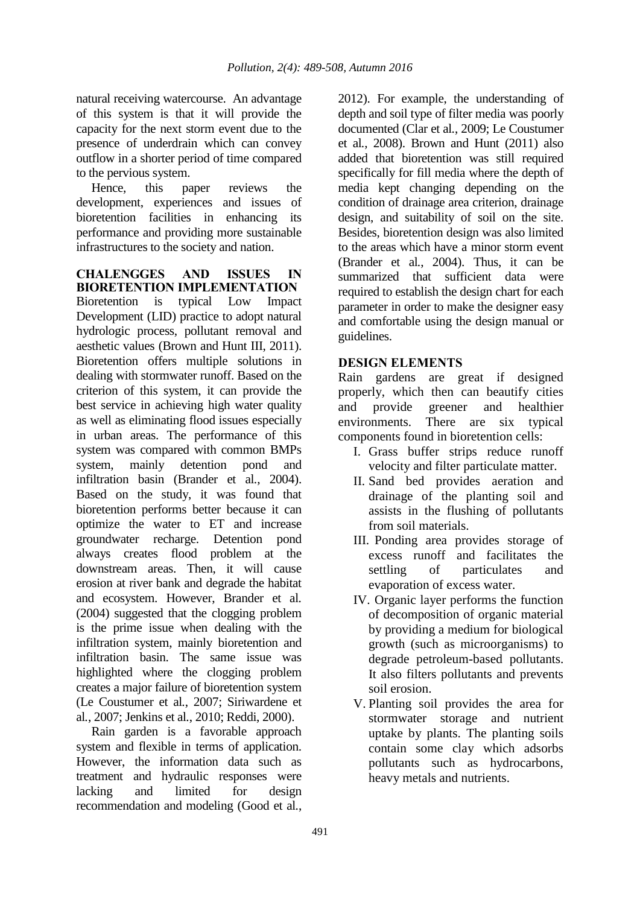natural receiving watercourse. An advantage of this system is that it will provide the capacity for the next storm event due to the presence of underdrain which can convey outflow in a shorter period of time compared to the pervious system.

Hence, this paper reviews the development, experiences and issues of bioretention facilities in enhancing its performance and providing more sustainable infrastructures to the society and nation.

## CHALENGGES AND ISSUES IN BIORETENTION IMPLEMENTATION

Bioretention is typical Low Impact Development (LID) practice to adopt natural hydrologic process, pollutant removal and aesthetic values (Brown and Hunt III, 2011). Bioretention offers multiple solutions in dealing with stormwater runoff. Based on the criterion of this system, it can provide the best service in achieving high water quality as well as eliminating flood issues especially in urban areas. The performance of this system was compared with common BMPs system, mainly detention pond and infiltration basin (Brander et al., 2004). Based on the study, it was found that bioretention performs better because it can optimize the water to ET and increase groundwater recharge. Detention pond always creates flood problem at the downstream areas. Then, it will cause erosion at river bank and degrade the habitat and ecosystem. However, Brander et al. (2004) suggested that the clogging problem is the prime issue when dealing with the infiltration system, mainly bioretention and infiltration basin. The same issue was highlighted where the clogging problem creates a major failure of bioretention system (Le Coustumer et al., 2007; Siriwardene et al., 2007; Jenkins et al., 2010; Reddi, 2000).

Rain garden is a favorable approach system and flexible in terms of application. However, the information data such as treatment and hydraulic responses were lacking and limited for design recommendation and modeling (Good et al., 2012). For example, the understanding of depth and soil type of filter media was poorly documented (Clar et al., 2009; Le Coustumer et al., 2008). Brown and Hunt (2011) also added that bioretention was still required specifically for fill media where the depth of media kept changing depending on the condition of drainage area criterion, drainage design, and suitability of soil on the site. Besides, bioretention design was also limited to the areas which have a minor storm event (Brander et al., 2004). Thus, it can be summarized that sufficient data were required to establish the design chart for each parameter in order to make the designer easy and comfortable using the design manual or guidelines.

## DESIGN ELEMENTS

Rain gardens are great if designed properly, which then can beautify cities and provide greener and healthier environments. There are six typical components found in bioretention cells:

I. Grass buffer strips reduce runoff velocity and filter particulate matter.
II. Sand bed provides aeration and drainage of the planting soil and assists in the flushing of pollutants from soil materials.
III. Ponding area provides storage of excess runoff and facilitates the settling of particulates and evaporation of excess water.
IV. Organic layer performs the function of decomposition of organic material by providing a medium for biological growth (such as microorganisms) to degrade petroleum-based pollutants. It also filters pollutants and prevents soil erosion.
V. Planting soil provides the area for stormwater storage and nutrient uptake by plants. The planting soils contain some clay which adsorbs pollutants such as hydrocarbons, heavy metals and nutrients.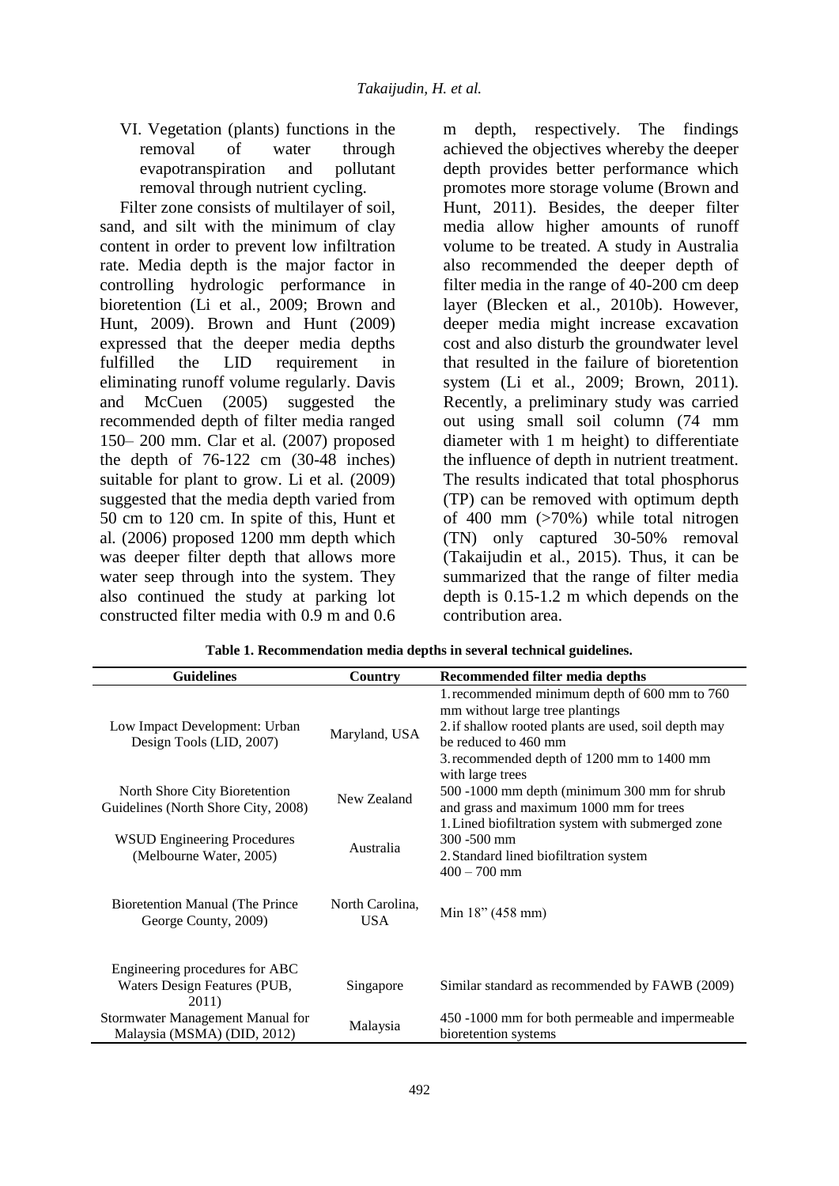VI. Vegetation (plants) functions in the removal of water through evapotranspiration and pollutant removal through nutrient cycling.

Filter zone consists of multilayer of soil, sand, and silt with the minimum of clay content in order to prevent low infiltration rate. Media depth is the major factor in controlling hydrologic performance in bioretention (Li et al., 2009; Brown and Hunt, 2009). Brown and Hunt (2009) expressed that the deeper media depths fulfilled the LID requirement in eliminating runoff volume regularly. Davis and McCuen (2005) suggested the recommended depth of filter media ranged 150– 200 mm. Clar et al. (2007) proposed the depth of 76-122 cm (30-48 inches) suitable for plant to grow. Li et al. (2009) suggested that the media depth varied from 50 cm to 120 cm. In spite of this, Hunt et al. (2006) proposed 1200 mm depth which was deeper filter depth that allows more water seep through into the system. They also continued the study at parking lot constructed filter media with 0.9 m and 0.6 m depth, respectively. The findings achieved the objectives whereby the deeper depth provides better performance which promotes more storage volume (Brown and Hunt, 2011). Besides, the deeper filter media allow higher amounts of runoff volume to be treated. A study in Australia also recommended the deeper depth of filter media in the range of 40-200 cm deep layer (Blecken et al., 2010b). However, deeper media might increase excavation cost and also disturb the groundwater level that resulted in the failure of bioretention system (Li et al., 2009; Brown, 2011). Recently, a preliminary study was carried out using small soil column (74 mm diameter with 1 m height) to differentiate the influence of depth in nutrient treatment. The results indicated that total phosphorus (TP) can be removed with optimum depth of 400 mm (>70%) while total nitrogen (TN) only captured 30-50% removal (Takaijudin et al., 2015). Thus, it can be summarized that the range of filter media depth is 0.15-1.2 m which depends on the contribution area.

**Table 1. Recommendation media depths in several technical guidelines.**

| Guidelines | Country | Recommended filter media depths |
|---|---|---|
| Low Impact Development: Urban Design Tools (LID, 2007) | Maryland, USA | 1. recommended minimum depth of 600 mm to 760 mm without large tree plantings<br>2. if shallow rooted plants are used, soil depth may be reduced to 460 mm<br>3. recommended depth of 1200 mm to 1400 mm with large trees |
| North Shore City Bioretention Guidelines (North Shore City, 2008) | New Zealand | 500 -1000 mm depth (minimum 300 mm for shrub and grass and maximum 1000 mm for trees |
| WSUD Engineering Procedures (Melbourne Water, 2005) | Australia | 1. Lined biofiltration system with submerged zone 300 -500 mm<br>2. Standard lined biofiltration system 400 – 700 mm |
| Bioretention Manual (The Prince George County, 2009) | North Carolina, USA | Min 18" (458 mm) |
| Engineering procedures for ABC Waters Design Features (PUB, 2011) | Singapore | Similar standard as recommended by FAWB (2009) |
| Stormwater Management Manual for Malaysia (MSMA) (DID, 2012) | Malaysia | 450 -1000 mm for both permeable and impermeable bioretention systems |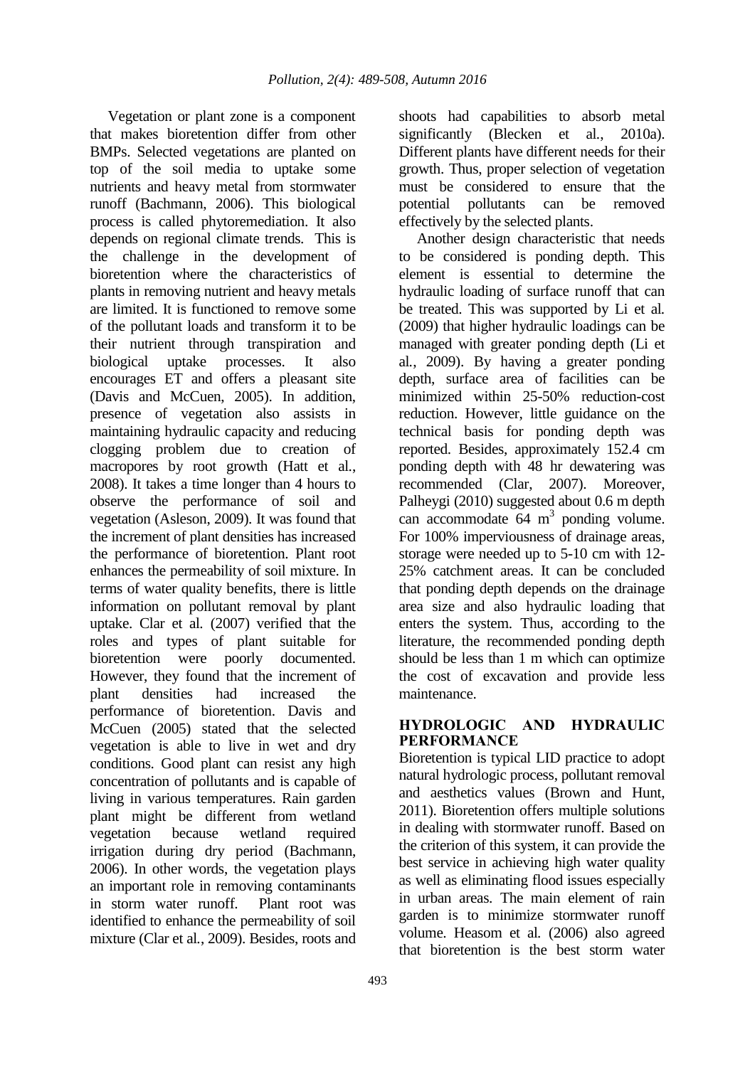Vegetation or plant zone is a component that makes bioretention differ from other BMPs. Selected vegetations are planted on top of the soil media to uptake some nutrients and heavy metal from stormwater runoff (Bachmann, 2006). This biological process is called phytoremediation. It also depends on regional climate trends. This is the challenge in the development of bioretention where the characteristics of plants in removing nutrient and heavy metals are limited. It is functioned to remove some of the pollutant loads and transform it to be their nutrient through transpiration and biological uptake processes. It also encourages ET and offers a pleasant site (Davis and McCuen, 2005). In addition, presence of vegetation also assists in maintaining hydraulic capacity and reducing clogging problem due to creation of macropores by root growth (Hatt et al., 2008). It takes a time longer than 4 hours to observe the performance of soil and vegetation (Asleson, 2009). It was found that the increment of plant densities has increased the performance of bioretention. Plant root enhances the permeability of soil mixture. In terms of water quality benefits, there is little information on pollutant removal by plant uptake. Clar et al. (2007) verified that the roles and types of plant suitable for bioretention were poorly documented. However, they found that the increment of plant densities had increased the performance of bioretention. Davis and McCuen (2005) stated that the selected vegetation is able to live in wet and dry conditions. Good plant can resist any high concentration of pollutants and is capable of living in various temperatures. Rain garden plant might be different from wetland vegetation because wetland required irrigation during dry period (Bachmann, 2006). In other words, the vegetation plays an important role in removing contaminants in storm water runoff. Plant root was identified to enhance the permeability of soil mixture (Clar et al., 2009). Besides, roots and shoots had capabilities to absorb metal significantly (Blecken et al., 2010a). Different plants have different needs for their growth. Thus, proper selection of vegetation must be considered to ensure that the potential pollutants can be removed effectively by the selected plants.

Another design characteristic that needs to be considered is ponding depth. This element is essential to determine the hydraulic loading of surface runoff that can be treated. This was supported by Li et al. (2009) that higher hydraulic loadings can be managed with greater ponding depth (Li et al., 2009). By having a greater ponding depth, surface area of facilities can be minimized within 25-50% reduction-cost reduction. However, little guidance on the technical basis for ponding depth was reported. Besides, approximately 152.4 cm ponding depth with 48 hr dewatering was recommended (Clar, 2007). Moreover, Palheygi (2010) suggested about 0.6 m depth can accommodate 64 $m^3$ ponding volume. For 100% imperviousness of drainage areas, storage were needed up to 5-10 cm with 12-25% catchment areas. It can be concluded that ponding depth depends on the drainage area size and also hydraulic loading that enters the system. Thus, according to the literature, the recommended ponding depth should be less than 1 m which can optimize the cost of excavation and provide less maintenance.

## HYDROLOGIC AND HYDRAULIC PERFORMANCE

Bioretention is typical LID practice to adopt natural hydrologic process, pollutant removal and aesthetics values (Brown and Hunt, 2011). Bioretention offers multiple solutions in dealing with stormwater runoff. Based on the criterion of this system, it can provide the best service in achieving high water quality as well as eliminating flood issues especially in urban areas. The main element of rain garden is to minimize stormwater runoff volume. Heasom et al. (2006) also agreed that bioretention is the best storm water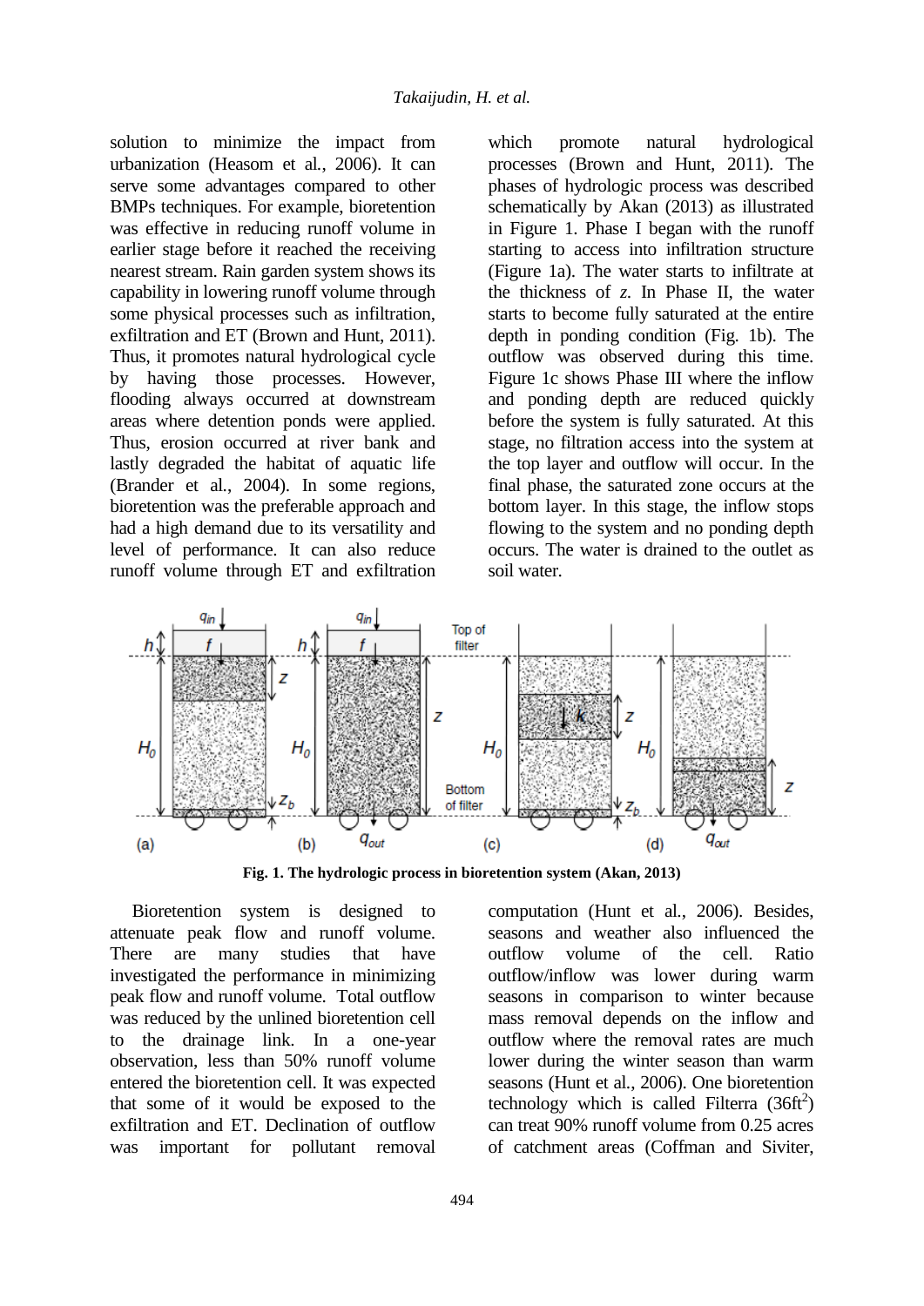solution to minimize the impact from urbanization (Heasom et al., 2006). It can serve some advantages compared to other BMPs techniques. For example, bioretention was effective in reducing runoff volume in earlier stage before it reached the receiving nearest stream. Rain garden system shows its capability in lowering runoff volume through some physical processes such as infiltration, exfiltration and ET (Brown and Hunt, 2011). Thus, it promotes natural hydrological cycle by having those processes. However, flooding always occurred at downstream areas where detention ponds were applied. Thus, erosion occurred at river bank and lastly degraded the habitat of aquatic life (Brander et al., 2004). In some regions, bioretention was the preferable approach and had a high demand due to its versatility and level of performance. It can also reduce runoff volume through ET and exfiltration which promote natural hydrological processes (Brown and Hunt, 2011). The phases of hydrologic process was described schematically by Akan (2013) as illustrated in Figure 1. Phase I began with the runoff starting to access into infiltration structure (Figure 1a). The water starts to infiltrate at the thickness of *z*. In Phase II, the water starts to become fully saturated at the entire depth in ponding condition (Fig. 1b). The outflow was observed during this time. Figure 1c shows Phase III where the inflow and ponding depth are reduced quickly before the system is fully saturated. At this stage, no filtration access into the system at the top layer and outflow will occur. In the final phase, the saturated zone occurs at the bottom layer. In this stage, the inflow stops flowing to the system and no ponding depth occurs. The water is drained to the outlet as soil water.

**Fig. 1. The hydrologic process in bioretention system (Akan, 2013)**

Bioretention system is designed to attenuate peak flow and runoff volume. There are many studies that have investigated the performance in minimizing peak flow and runoff volume. Total outflow was reduced by the unlined bioretention cell to the drainage link. In a one-year observation, less than 50% runoff volume entered the bioretention cell. It was expected that some of it would be exposed to the exfiltration and ET. Declination of outflow was important for pollutant removal computation (Hunt et al., 2006). Besides, seasons and weather also influenced the outflow volume of the cell. Ratio outflow/inflow was lower during warm seasons in comparison to winter because mass removal depends on the inflow and outflow where the removal rates are much lower during the winter season than warm seasons (Hunt et al., 2006). One bioretention technology which is called Filterra ($36ft^2$) can treat 90% runoff volume from 0.25 acres of catchment areas (Coffman and Siviter,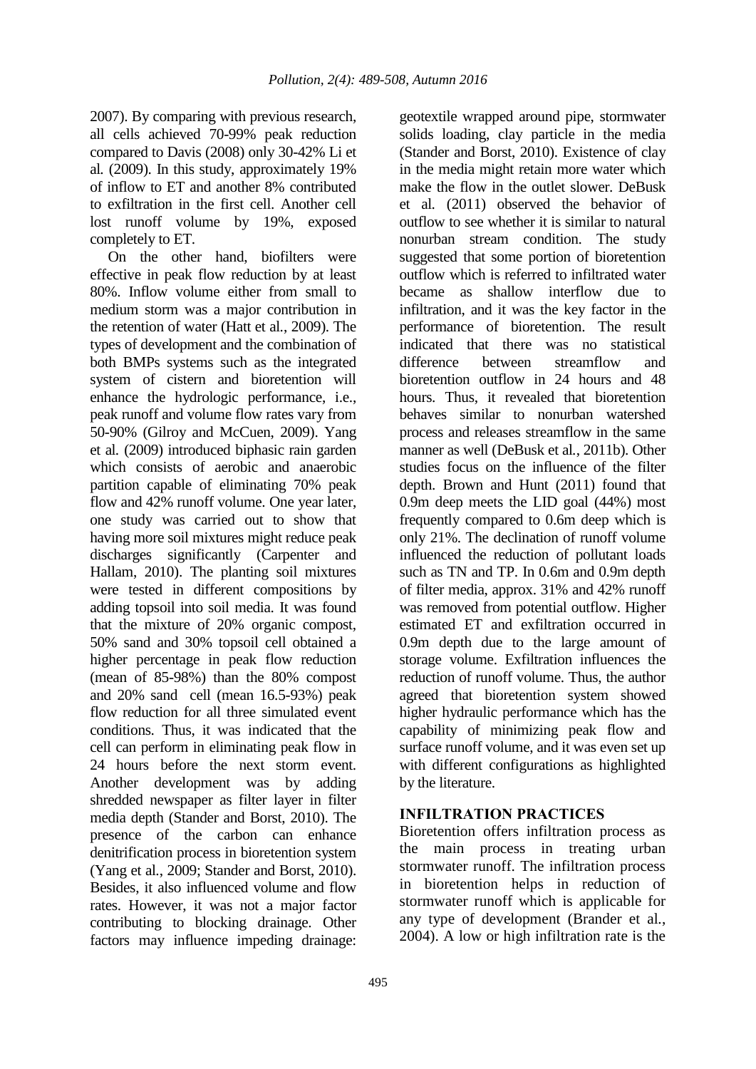2007). By comparing with previous research, all cells achieved 70-99% peak reduction compared to Davis (2008) only 30-42% Li et al. (2009). In this study, approximately 19% of inflow to ET and another 8% contributed to exfiltration in the first cell. Another cell lost runoff volume by 19%, exposed completely to ET.

On the other hand, biofilters were effective in peak flow reduction by at least 80%. Inflow volume either from small to medium storm was a major contribution in the retention of water (Hatt et al., 2009). The types of development and the combination of both BMPs systems such as the integrated system of cistern and bioretention will enhance the hydrologic performance, i.e., peak runoff and volume flow rates vary from 50-90% (Gilroy and McCuen, 2009). Yang et al. (2009) introduced biphasic rain garden which consists of aerobic and anaerobic partition capable of eliminating 70% peak flow and 42% runoff volume. One year later, one study was carried out to show that having more soil mixtures might reduce peak discharges significantly (Carpenter and Hallam, 2010). The planting soil mixtures were tested in different compositions by adding topsoil into soil media. It was found that the mixture of 20% organic compost, 50% sand and 30% topsoil cell obtained a higher percentage in peak flow reduction (mean of 85-98%) than the 80% compost and 20% sand cell (mean 16.5-93%) peak flow reduction for all three simulated event conditions. Thus, it was indicated that the cell can perform in eliminating peak flow in 24 hours before the next storm event. Another development was by adding shredded newspaper as filter layer in filter media depth (Stander and Borst, 2010). The presence of the carbon can enhance denitrification process in bioretention system (Yang et al., 2009; Stander and Borst, 2010). Besides, it also influenced volume and flow rates. However, it was not a major factor contributing to blocking drainage. Other factors may influence impeding drainage: geotextile wrapped around pipe, stormwater solids loading, clay particle in the media (Stander and Borst, 2010). Existence of clay in the media might retain more water which make the flow in the outlet slower. DeBusk et al. (2011) observed the behavior of outflow to see whether it is similar to natural nonurban stream condition. The study suggested that some portion of bioretention outflow which is referred to infiltrated water became as shallow interflow due to infiltration, and it was the key factor in the performance of bioretention. The result indicated that there was no statistical difference between streamflow and bioretention outflow in 24 hours and 48 hours. Thus, it revealed that bioretention behaves similar to nonurban watershed process and releases streamflow in the same manner as well (DeBusk et al., 2011b). Other studies focus on the influence of the filter depth. Brown and Hunt (2011) found that 0.9m deep meets the LID goal (44%) most frequently compared to 0.6m deep which is only 21%. The declination of runoff volume influenced the reduction of pollutant loads such as TN and TP. In 0.6m and 0.9m depth of filter media, approx. 31% and 42% runoff was removed from potential outflow. Higher estimated ET and exfiltration occurred in 0.9m depth due to the large amount of storage volume. Exfiltration influences the reduction of runoff volume. Thus, the author agreed that bioretention system showed higher hydraulic performance which has the capability of minimizing peak flow and surface runoff volume, and it was even set up with different configurations as highlighted by the literature.

## INFILTRATION PRACTICES

Bioretention offers infiltration process as the main process in treating urban stormwater runoff. The infiltration process in bioretention helps in reduction of stormwater runoff which is applicable for any type of development (Brander et al., 2004). A low or high infiltration rate is the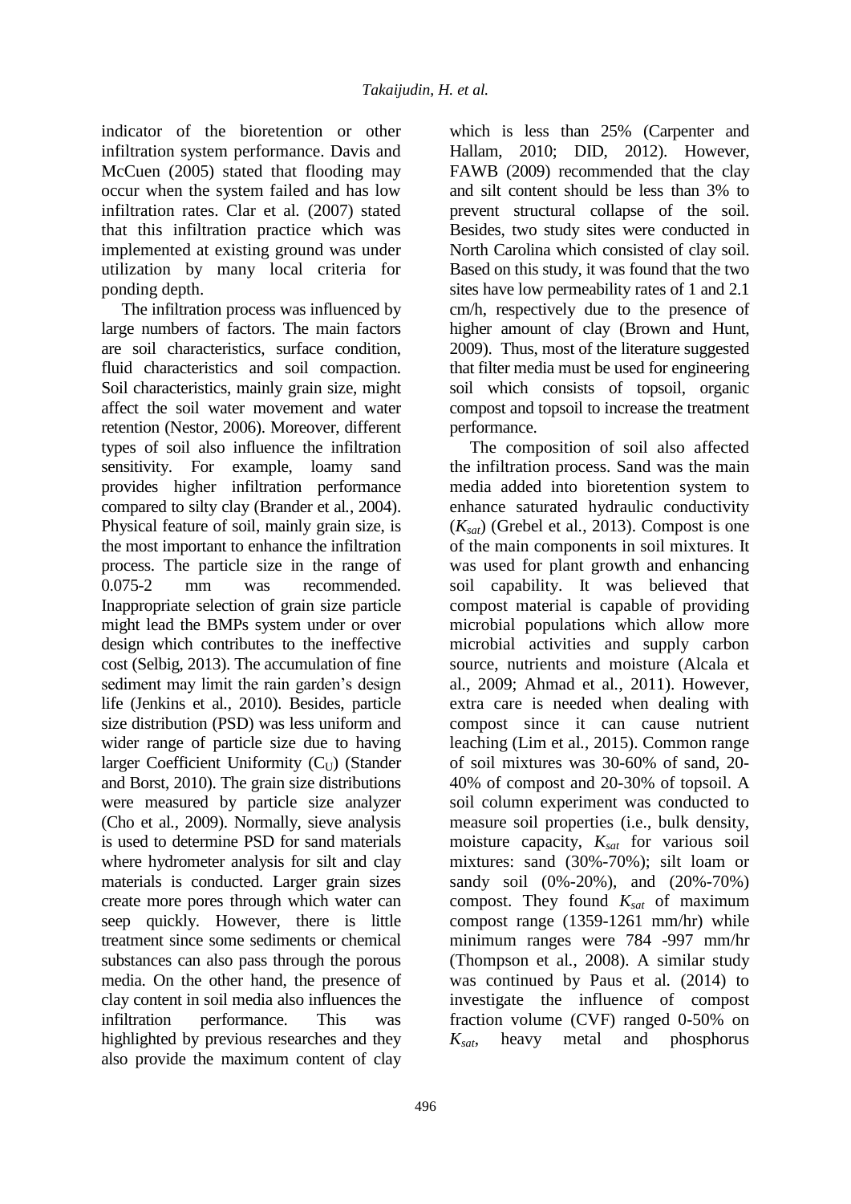indicator of the bioretention or other infiltration system performance. Davis and McCuen (2005) stated that flooding may occur when the system failed and has low infiltration rates. Clar et al. (2007) stated that this infiltration practice which was implemented at existing ground was under utilization by many local criteria for ponding depth.

The infiltration process was influenced by large numbers of factors. The main factors are soil characteristics, surface condition, fluid characteristics and soil compaction. Soil characteristics, mainly grain size, might affect the soil water movement and water retention (Nestor, 2006). Moreover, different types of soil also influence the infiltration sensitivity. For example, loamy sand provides higher infiltration performance compared to silty clay (Brander et al., 2004). Physical feature of soil, mainly grain size, is the most important to enhance the infiltration process. The particle size in the range of 0.075-2 mm was recommended. Inappropriate selection of grain size particle might lead the BMPs system under or over design which contributes to the ineffective cost (Selbig, 2013). The accumulation of fine sediment may limit the rain garden's design life (Jenkins et al., 2010). Besides, particle size distribution (PSD) was less uniform and wider range of particle size due to having larger Coefficient Uniformity ($C_U$) (Stander and Borst, 2010). The grain size distributions were measured by particle size analyzer (Cho et al., 2009). Normally, sieve analysis is used to determine PSD for sand materials where hydrometer analysis for silt and clay materials is conducted. Larger grain sizes create more pores through which water can seep quickly. However, there is little treatment since some sediments or chemical substances can also pass through the porous media. On the other hand, the presence of clay content in soil media also influences the infiltration performance. This was highlighted by previous researches and they also provide the maximum content of clay which is less than 25% (Carpenter and Hallam, 2010; DID, 2012). However, FAWB (2009) recommended that the clay and silt content should be less than 3% to prevent structural collapse of the soil. Besides, two study sites were conducted in North Carolina which consisted of clay soil. Based on this study, it was found that the two sites have low permeability rates of 1 and 2.1 cm/h, respectively due to the presence of higher amount of clay (Brown and Hunt, 2009). Thus, most of the literature suggested that filter media must be used for engineering soil which consists of topsoil, organic compost and topsoil to increase the treatment performance.

The composition of soil also affected the infiltration process. Sand was the main media added into bioretention system to enhance saturated hydraulic conductivity ($K_{sat}$) (Grebel et al., 2013). Compost is one of the main components in soil mixtures. It was used for plant growth and enhancing soil capability. It was believed that compost material is capable of providing microbial populations which allow more microbial activities and supply carbon source, nutrients and moisture (Alcala et al., 2009; Ahmad et al., 2011). However, extra care is needed when dealing with compost since it can cause nutrient leaching (Lim et al., 2015). Common range of soil mixtures was 30-60% of sand, 20-40% of compost and 20-30% of topsoil. A soil column experiment was conducted to measure soil properties (i.e., bulk density, moisture capacity, $K_{sat}$ for various soil mixtures: sand (30%-70%); silt loam or sandy soil (0%-20%), and (20%-70%) compost. They found $K_{sat}$ of maximum compost range (1359-1261 mm/hr) while minimum ranges were 784 -997 mm/hr (Thompson et al., 2008). A similar study was continued by Paus et al. (2014) to investigate the influence of compost fraction volume (CVF) ranged 0-50% on $K_{sat}$, heavy metal and phosphorus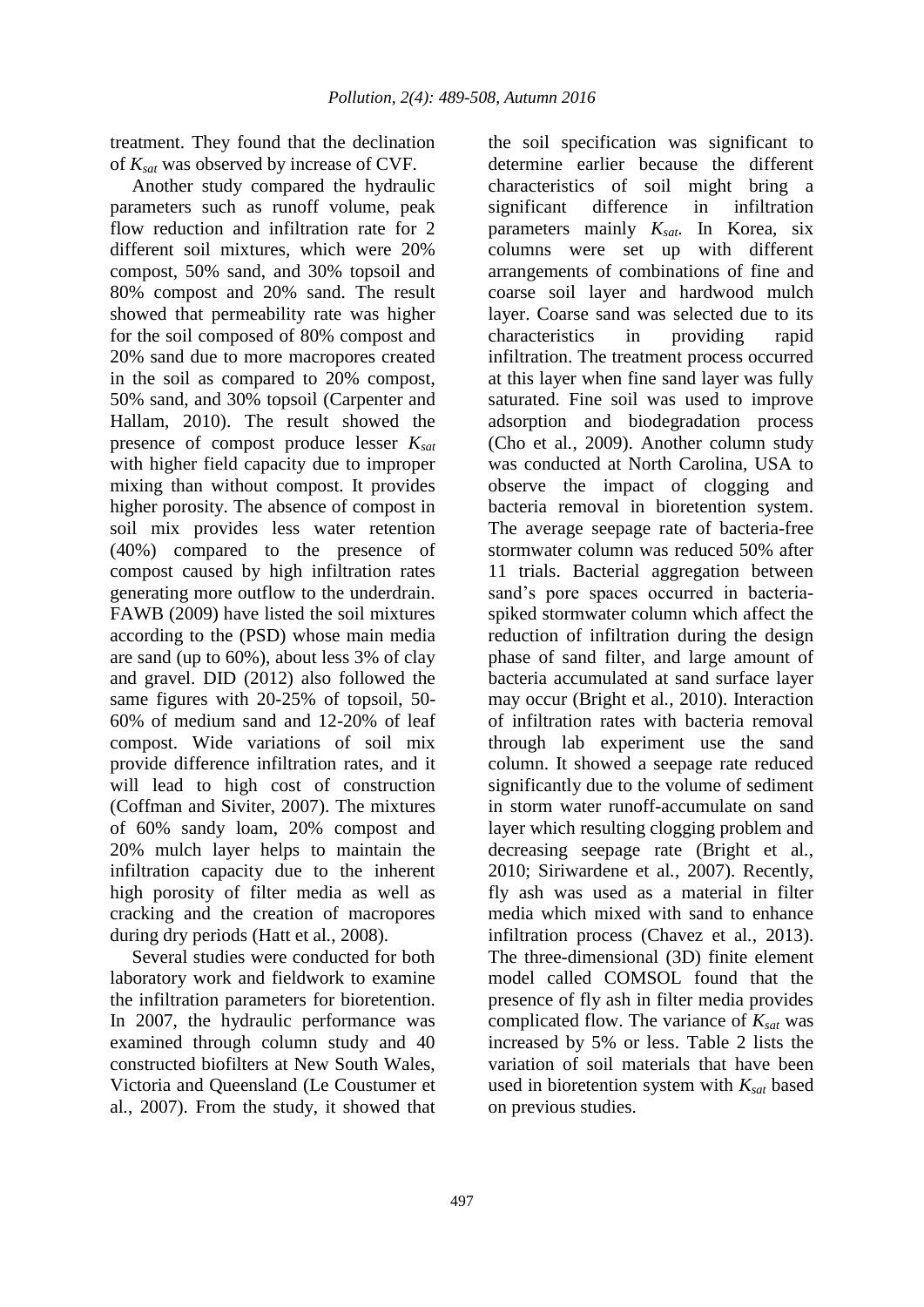treatment. They found that the declination of $K_{sat}$ was observed by increase of CVF.

Another study compared the hydraulic parameters such as runoff volume, peak flow reduction and infiltration rate for 2 different soil mixtures, which were 20% compost, 50% sand, and 30% topsoil and 80% compost and 20% sand. The result showed that permeability rate was higher for the soil composed of 80% compost and 20% sand due to more macropores created in the soil as compared to 20% compost, 50% sand, and 30% topsoil (Carpenter and Hallam, 2010). The result showed the presence of compost produce lesser $K_{sat}$ with higher field capacity due to improper mixing than without compost. It provides higher porosity. The absence of compost in soil mix provides less water retention (40%) compared to the presence of compost caused by high infiltration rates generating more outflow to the underdrain. FAWB (2009) have listed the soil mixtures according to the (PSD) whose main media are sand (up to 60%), about less 3% of clay and gravel. DID (2012) also followed the same figures with 20-25% of topsoil, 50-60% of medium sand and 12-20% of leaf compost. Wide variations of soil mix provide difference infiltration rates, and it will lead to high cost of construction (Coffman and Siviter, 2007). The mixtures of 60% sandy loam, 20% compost and 20% mulch layer helps to maintain the infiltration capacity due to the inherent high porosity of filter media as well as cracking and the creation of macropores during dry periods (Hatt et al., 2008).

Several studies were conducted for both laboratory work and fieldwork to examine the infiltration parameters for bioretention. In 2007, the hydraulic performance was examined through column study and 40 constructed biofilters at New South Wales, Victoria and Queensland (Le Coustumer et al., 2007). From the study, it showed that the soil specification was significant to determine earlier because the different characteristics of soil might bring a significant difference in infiltration parameters mainly $K_{sat}$. In Korea, six columns were set up with different arrangements of combinations of fine and coarse soil layer and hardwood mulch layer. Coarse sand was selected due to its characteristics in providing rapid infiltration. The treatment process occurred at this layer when fine sand layer was fully saturated. Fine soil was used to improve adsorption and biodegradation process (Cho et al., 2009). Another column study was conducted at North Carolina, USA to observe the impact of clogging and bacteria removal in bioretention system. The average seepage rate of bacteria-free stormwater column was reduced 50% after 11 trials. Bacterial aggregation between sand's pore spaces occurred in bacteria-spiked stormwater column which affect the reduction of infiltration during the design phase of sand filter, and large amount of bacteria accumulated at sand surface layer may occur (Bright et al., 2010). Interaction of infiltration rates with bacteria removal through lab experiment use the sand column. It showed a seepage rate reduced significantly due to the volume of sediment in storm water runoff-accumulate on sand layer which resulting clogging problem and decreasing seepage rate (Bright et al., 2010; Siriwardene et al., 2007). Recently, fly ash was used as a material in filter media which mixed with sand to enhance infiltration process (Chavez et al., 2013). The three-dimensional (3D) finite element model called COMSOL found that the presence of fly ash in filter media provides complicated flow. The variance of $K_{sat}$ was increased by 5% or less. Table 2 lists the variation of soil materials that have been used in bioretention system with $K_{sat}$ based on previous studies.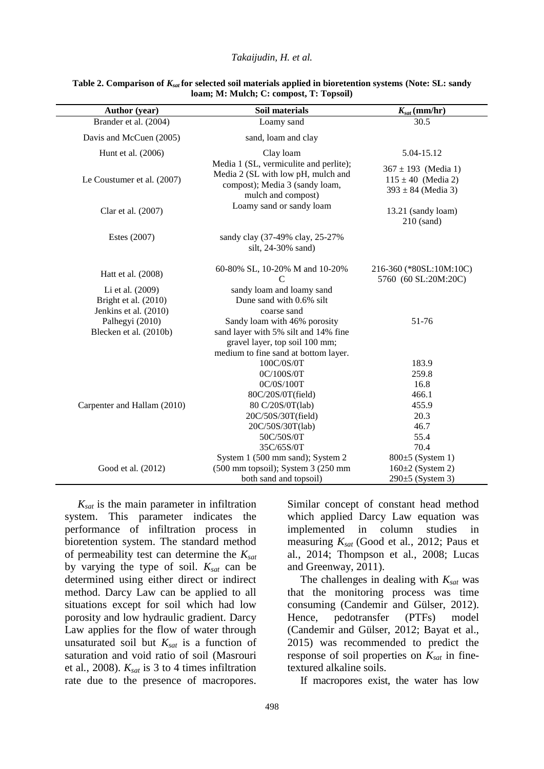**Table 2. Comparison of $K_{sat}$ for selected soil materials applied in bioretention systems (Note: SL: sandy loam; M: Mulch; C: compost, T: Topsoil)**

| Author (year) | Soil materials | $K_{sat}$ (mm/hr) |
|---|---|---|
| Brander et al. (2004) | Loamy sand | 30.5 |
| Davis and McCuen (2005) | sand, loam and clay | |
| Hunt et al. (2006) | Clay loam | 5.04-15.12 |
| Le Coustumer et al. (2007) | Media 1 (SL, vermiculite and perlite); Media 2 (SL with low pH, mulch and compost); Media 3 (sandy loam, mulch and compost) | 367 ± 193 (Media 1)<br>115 ± 40 (Media 2)<br>393 ± 84 (Media 3) |
| Clar et al. (2007) | Loamy sand or sandy loam | 13.21 (sandy loam)<br>210 (sand) |
| Estes (2007) | sandy clay (37-49% clay, 25-27% silt, 24-30% sand) | |
| Hatt et al. (2008) | 60-80% SL, 10-20% M and 10-20% C | 216-360 (*80SL:10M:10C)<br>5760 (60 SL:20M:20C) |
| Li et al. (2009) | sandy loam and loamy sand | |
| Bright et al. (2010) | Dune sand with 0.6% silt | |
| Jenkins et al. (2010) | coarse sand | |
| Palhegyi (2010) | Sandy loam with 46% porosity | 51-76 |
| Blecken et al. (2010b) | sand layer with 5% silt and 14% fine gravel layer, top soil 100 mm; medium to fine sand at bottom layer. | |
| Carpenter and Hallam (2010) | 100C/0S/0T | 183.9 |
| | 0C/100S/0T | 259.8 |
| | 0C/0S/100T | 16.8 |
| | 80C/20S/0T(field) | 466.1 |
| | 80 C/20S/0T(lab) | 455.9 |
| | 20C/50S/30T(field) | 20.3 |
| | 20C/50S/30T(lab) | 46.7 |
| | 50C/50S/0T | 55.4 |
| | 35C/65S/0T | 70.4 |
| Good et al. (2012) | System 1 (500 mm sand); System 2 (500 mm topsoil); System 3 (250 mm both sand and topsoil) | 800±5 (System 1)<br>160±2 (System 2)<br>290±5 (System 3) |

$K_{sat}$ is the main parameter in infiltration system. This parameter indicates the performance of infiltration process in bioretention system. The standard method of permeability test can determine the $K_{sat}$ by varying the type of soil. $K_{sat}$ can be determined using either direct or indirect method. Darcy Law can be applied to all situations except for soil which had low porosity and low hydraulic gradient. Darcy Law applies for the flow of water through unsaturated soil but $K_{sat}$ is a function of saturation and void ratio of soil (Masrouri et al., 2008). $K_{sat}$ is 3 to 4 times infiltration rate due to the presence of macropores. Similar concept of constant head method which applied Darcy Law equation was implemented in column studies in measuring $K_{sat}$ (Good et al., 2012; Paus et al., 2014; Thompson et al., 2008; Lucas and Greenway, 2011).

The challenges in dealing with $K_{sat}$ was that the monitoring process was time consuming (Candemir and Gülser, 2012). Hence, pedotransfer (PTFs) model (Candemir and Gülser, 2012; Bayat et al., 2015) was recommended to predict the response of soil properties on $K_{sat}$ in fine-textured alkaline soils.

If macropores exist, the water has low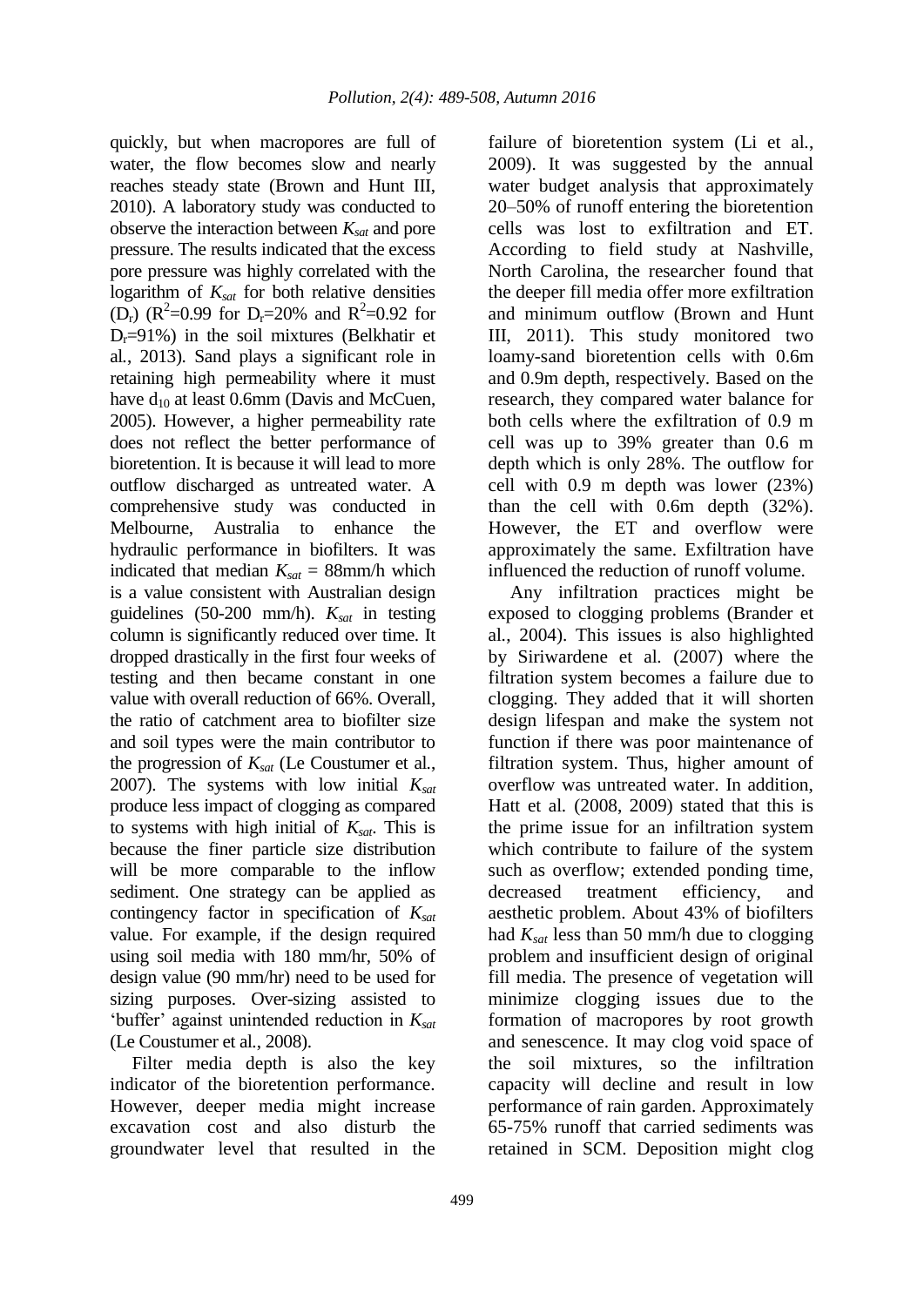quickly, but when macropores are full of water, the flow becomes slow and nearly reaches steady state (Brown and Hunt III, 2010). A laboratory study was conducted to observe the interaction between $K_{sat}$ and pore pressure. The results indicated that the excess pore pressure was highly correlated with the logarithm of $K_{sat}$ for both relative densities ($D_r$) ($R^2$=0.99 for $D_r$=20% and $R^2$=0.92 for $D_r$=91%) in the soil mixtures (Belkhatir et al., 2013). Sand plays a significant role in retaining high permeability where it must have $d_{10}$ at least 0.6mm (Davis and McCuen, 2005). However, a higher permeability rate does not reflect the better performance of bioretention. It is because it will lead to more outflow discharged as untreated water. A comprehensive study was conducted in Melbourne, Australia to enhance the hydraulic performance in biofilters. It was indicated that median $K_{sat}$ = 88mm/h which is a value consistent with Australian design guidelines (50-200 mm/h). $K_{sat}$ in testing column is significantly reduced over time. It dropped drastically in the first four weeks of testing and then became constant in one value with overall reduction of 66%. Overall, the ratio of catchment area to biofilter size and soil types were the main contributor to the progression of $K_{sat}$ (Le Coustumer et al., 2007). The systems with low initial $K_{sat}$ produce less impact of clogging as compared to systems with high initial of $K_{sat}$. This is because the finer particle size distribution will be more comparable to the inflow sediment. One strategy can be applied as contingency factor in specification of $K_{sat}$ value. For example, if the design required using soil media with 180 mm/hr, 50% of design value (90 mm/hr) need to be used for sizing purposes. Over-sizing assisted to 'buffer' against unintended reduction in $K_{sat}$ (Le Coustumer et al., 2008).

Filter media depth is also the key indicator of the bioretention performance. However, deeper media might increase excavation cost and also disturb the groundwater level that resulted in the failure of bioretention system (Li et al., 2009). It was suggested by the annual water budget analysis that approximately 20–50% of runoff entering the bioretention cells was lost to exfiltration and ET. According to field study at Nashville, North Carolina, the researcher found that the deeper fill media offer more exfiltration and minimum outflow (Brown and Hunt III, 2011). This study monitored two loamy-sand bioretention cells with 0.6m and 0.9m depth, respectively. Based on the research, they compared water balance for both cells where the exfiltration of 0.9 m cell was up to 39% greater than 0.6 m depth which is only 28%. The outflow for cell with 0.9 m depth was lower (23%) than the cell with 0.6m depth (32%). However, the ET and overflow were approximately the same. Exfiltration have influenced the reduction of runoff volume.

Any infiltration practices might be exposed to clogging problems (Brander et al., 2004). This issues is also highlighted by Siriwardene et al. (2007) where the filtration system becomes a failure due to clogging. They added that it will shorten design lifespan and make the system not function if there was poor maintenance of filtration system. Thus, higher amount of overflow was untreated water. In addition, Hatt et al. (2008, 2009) stated that this is the prime issue for an infiltration system which contribute to failure of the system such as overflow; extended ponding time, decreased treatment efficiency, and aesthetic problem. About 43% of biofilters had $K_{sat}$ less than 50 mm/h due to clogging problem and insufficient design of original fill media. The presence of vegetation will minimize clogging issues due to the formation of macropores by root growth and senescence. It may clog void space of the soil mixtures, so the infiltration capacity will decline and result in low performance of rain garden. Approximately 65-75% runoff that carried sediments was retained in SCM. Deposition might clog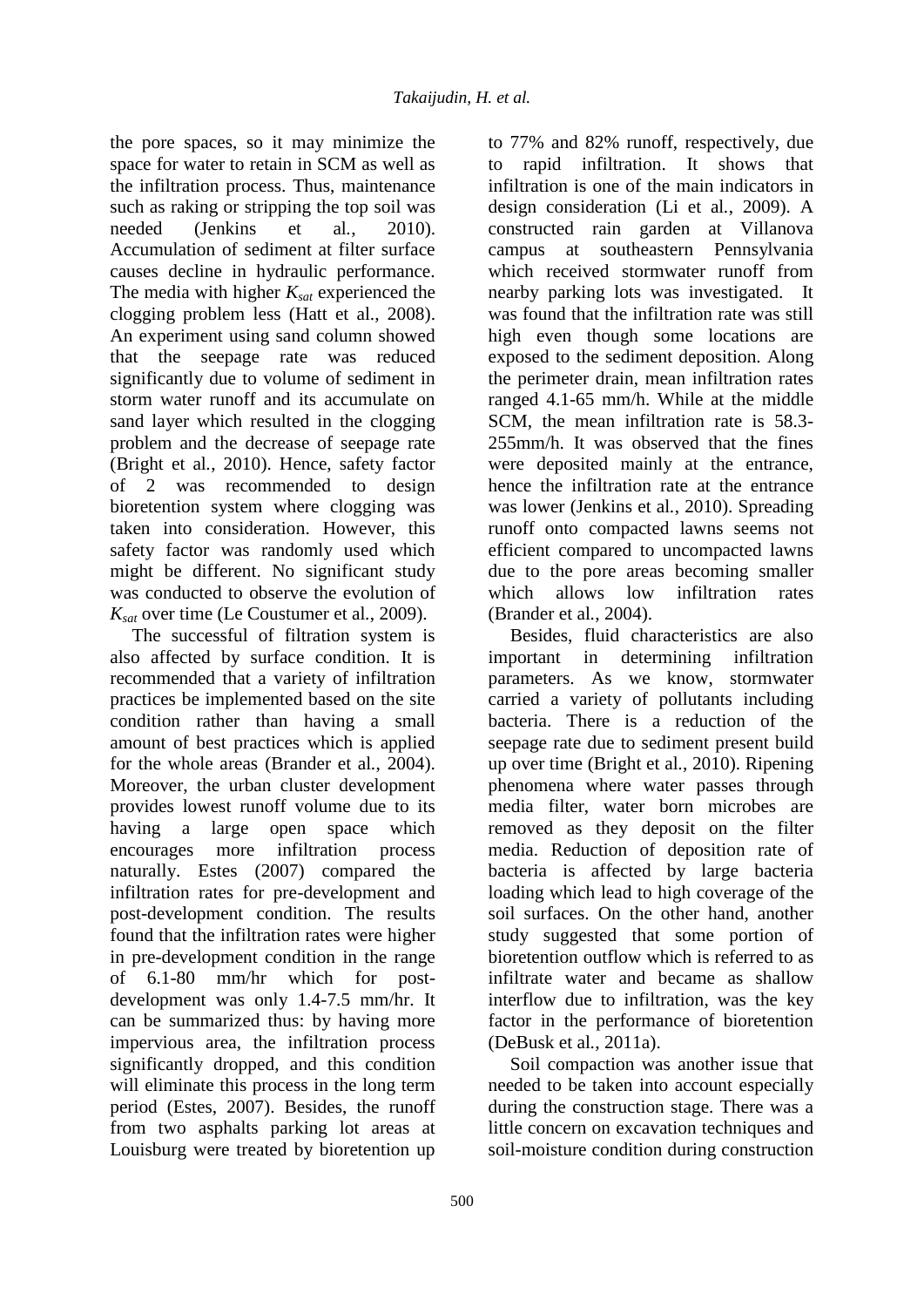the pore spaces, so it may minimize the space for water to retain in SCM as well as the infiltration process. Thus, maintenance such as raking or stripping the top soil was needed (Jenkins et al., 2010). Accumulation of sediment at filter surface causes decline in hydraulic performance. The media with higher $K_{sat}$ experienced the clogging problem less (Hatt et al., 2008). An experiment using sand column showed that the seepage rate was reduced significantly due to volume of sediment in storm water runoff and its accumulate on sand layer which resulted in the clogging problem and the decrease of seepage rate (Bright et al., 2010). Hence, safety factor of 2 was recommended to design bioretention system where clogging was taken into consideration. However, this safety factor was randomly used which might be different. No significant study was conducted to observe the evolution of $K_{sat}$ over time (Le Coustumer et al., 2009).

The successful of filtration system is also affected by surface condition. It is recommended that a variety of infiltration practices be implemented based on the site condition rather than having a small amount of best practices which is applied for the whole areas (Brander et al., 2004). Moreover, the urban cluster development provides lowest runoff volume due to its having a large open space which encourages more infiltration process naturally. Estes (2007) compared the infiltration rates for pre-development and post-development condition. The results found that the infiltration rates were higher in pre-development condition in the range of 6.1-80 mm/hr which for post-development was only 1.4-7.5 mm/hr. It can be summarized thus: by having more impervious area, the infiltration process significantly dropped, and this condition will eliminate this process in the long term period (Estes, 2007). Besides, the runoff from two asphalts parking lot areas at Louisburg were treated by bioretention up to 77% and 82% runoff, respectively, due to rapid infiltration. It shows that infiltration is one of the main indicators in design consideration (Li et al., 2009). A constructed rain garden at Villanova campus at southeastern Pennsylvania which received stormwater runoff from nearby parking lots was investigated. It was found that the infiltration rate was still high even though some locations are exposed to the sediment deposition. Along the perimeter drain, mean infiltration rates ranged 4.1-65 mm/h. While at the middle SCM, the mean infiltration rate is 58.3-255mm/h. It was observed that the fines were deposited mainly at the entrance, hence the infiltration rate at the entrance was lower (Jenkins et al., 2010). Spreading runoff onto compacted lawns seems not efficient compared to uncompacted lawns due to the pore areas becoming smaller which allows low infiltration rates (Brander et al., 2004).

Besides, fluid characteristics are also important in determining infiltration parameters. As we know, stormwater carried a variety of pollutants including bacteria. There is a reduction of the seepage rate due to sediment present build up over time (Bright et al., 2010). Ripening phenomena where water passes through media filter, water born microbes are removed as they deposit on the filter media. Reduction of deposition rate of bacteria is affected by large bacteria loading which lead to high coverage of the soil surfaces. On the other hand, another study suggested that some portion of bioretention outflow which is referred to as infiltrate water and became as shallow interflow due to infiltration, was the key factor in the performance of bioretention (DeBusk et al., 2011a).

Soil compaction was another issue that needed to be taken into account especially during the construction stage. There was a little concern on excavation techniques and soil-moisture condition during construction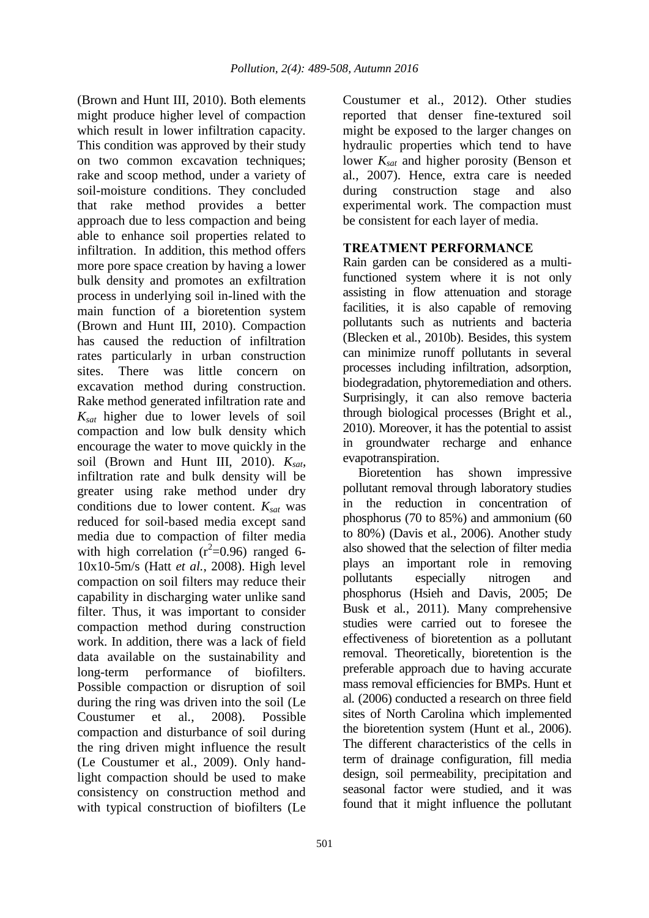(Brown and Hunt III, 2010). Both elements might produce higher level of compaction which result in lower infiltration capacity. This condition was approved by their study on two common excavation techniques; rake and scoop method, under a variety of soil-moisture conditions. They concluded that rake method provides a better approach due to less compaction and being able to enhance soil properties related to infiltration. In addition, this method offers more pore space creation by having a lower bulk density and promotes an exfiltration process in underlying soil in-lined with the main function of a bioretention system (Brown and Hunt III, 2010). Compaction has caused the reduction of infiltration rates particularly in urban construction sites. There was little concern on excavation method during construction. Rake method generated infiltration rate and $K_{sat}$ higher due to lower levels of soil compaction and low bulk density which encourage the water to move quickly in the soil (Brown and Hunt III, 2010). $K_{sat}$, infiltration rate and bulk density will be greater using rake method under dry conditions due to lower content. $K_{sat}$ was reduced for soil-based media except sand media due to compaction of filter media with high correlation ($r^2$=0.96) ranged 6-10x10-5m/s (Hatt *et al.*, 2008). High level compaction on soil filters may reduce their capability in discharging water unlike sand filter. Thus, it was important to consider compaction method during construction work. In addition, there was a lack of field data available on the sustainability and long-term performance of biofilters. Possible compaction or disruption of soil during the ring was driven into the soil (Le Coustumer et al., 2008). Possible compaction and disturbance of soil during the ring driven might influence the result (Le Coustumer et al., 2009). Only hand-light compaction should be used to make consistency on construction method and with typical construction of biofilters (Le Coustumer et al., 2012). Other studies reported that denser fine-textured soil might be exposed to the larger changes on hydraulic properties which tend to have lower $K_{sat}$ and higher porosity (Benson et al., 2007). Hence, extra care is needed during construction stage and also experimental work. The compaction must be consistent for each layer of media.

## TREATMENT PERFORMANCE

Rain garden can be considered as a multi-functioned system where it is not only assisting in flow attenuation and storage facilities, it is also capable of removing pollutants such as nutrients and bacteria (Blecken et al., 2010b). Besides, this system can minimize runoff pollutants in several processes including infiltration, adsorption, biodegradation, phytoremediation and others. Surprisingly, it can also remove bacteria through biological processes (Bright et al., 2010). Moreover, it has the potential to assist in groundwater recharge and enhance evapotranspiration.

Bioretention has shown impressive pollutant removal through laboratory studies in the reduction in concentration of phosphorus (70 to 85%) and ammonium (60 to 80%) (Davis et al., 2006). Another study also showed that the selection of filter media plays an important role in removing pollutants especially nitrogen and phosphorus (Hsieh and Davis, 2005; De Busk et al., 2011). Many comprehensive studies were carried out to foresee the effectiveness of bioretention as a pollutant removal. Theoretically, bioretention is the preferable approach due to having accurate mass removal efficiencies for BMPs. Hunt et al. (2006) conducted a research on three field sites of North Carolina which implemented the bioretention system (Hunt et al., 2006). The different characteristics of the cells in term of drainage configuration, fill media design, soil permeability, precipitation and seasonal factor were studied, and it was found that it might influence the pollutant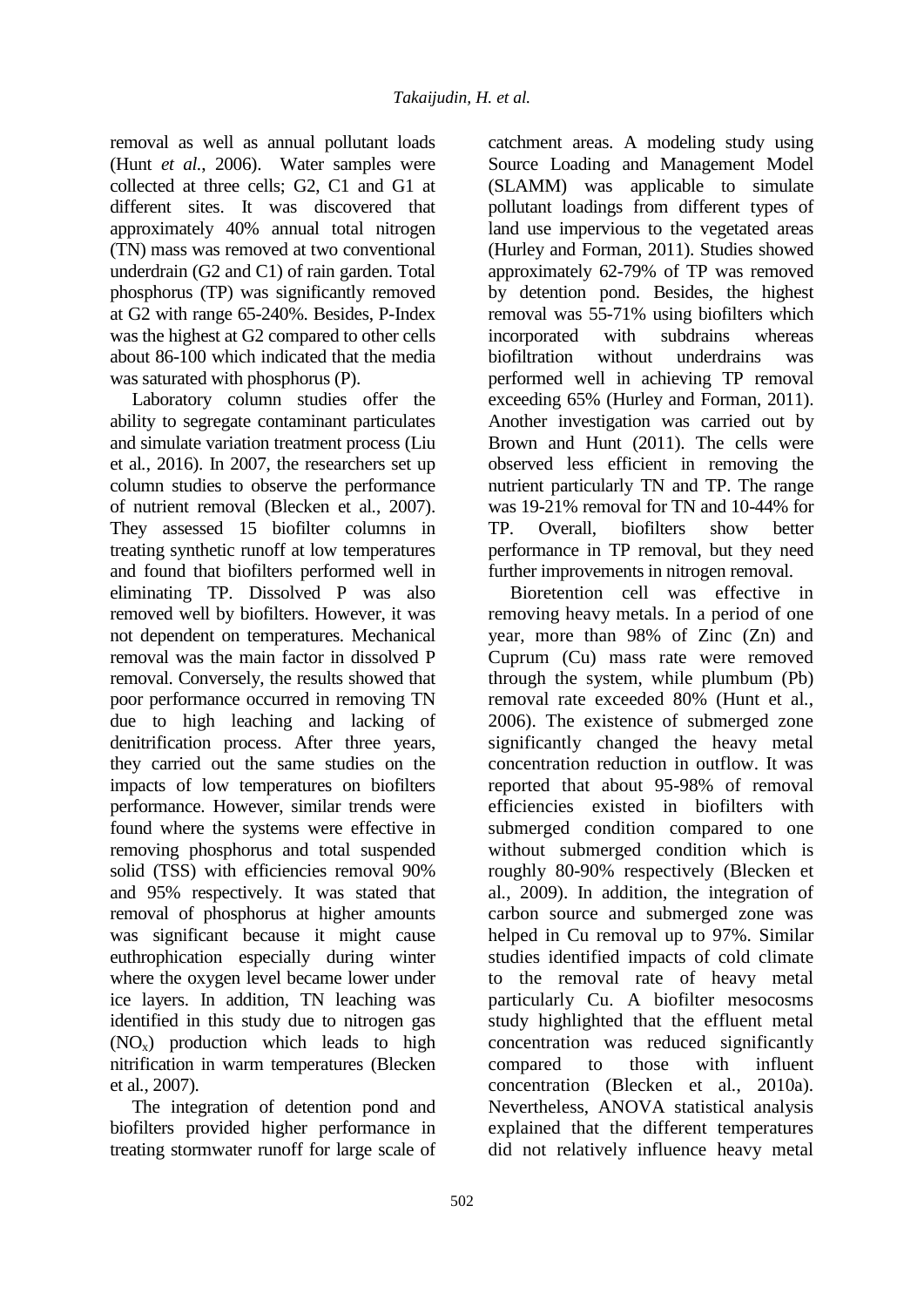removal as well as annual pollutant loads (Hunt *et al.*, 2006). Water samples were collected at three cells; G2, C1 and G1 at different sites. It was discovered that approximately 40% annual total nitrogen (TN) mass was removed at two conventional underdrain (G2 and C1) of rain garden. Total phosphorus (TP) was significantly removed at G2 with range 65-240%. Besides, P-Index was the highest at G2 compared to other cells about 86-100 which indicated that the media was saturated with phosphorus (P).

Laboratory column studies offer the ability to segregate contaminant particulates and simulate variation treatment process (Liu et al., 2016). In 2007, the researchers set up column studies to observe the performance of nutrient removal (Blecken et al., 2007). They assessed 15 biofilter columns in treating synthetic runoff at low temperatures and found that biofilters performed well in eliminating TP. Dissolved P was also removed well by biofilters. However, it was not dependent on temperatures. Mechanical removal was the main factor in dissolved P removal. Conversely, the results showed that poor performance occurred in removing TN due to high leaching and lacking of denitrification process. After three years, they carried out the same studies on the impacts of low temperatures on biofilters performance. However, similar trends were found where the systems were effective in removing phosphorus and total suspended solid (TSS) with efficiencies removal 90% and 95% respectively. It was stated that removal of phosphorus at higher amounts was significant because it might cause euthrophication especially during winter where the oxygen level became lower under ice layers. In addition, TN leaching was identified in this study due to nitrogen gas ($NO_x$) production which leads to high nitrification in warm temperatures (Blecken et al., 2007).

The integration of detention pond and biofilters provided higher performance in treating stormwater runoff for large scale of catchment areas. A modeling study using Source Loading and Management Model (SLAMM) was applicable to simulate pollutant loadings from different types of land use impervious to the vegetated areas (Hurley and Forman, 2011). Studies showed approximately 62-79% of TP was removed by detention pond. Besides, the highest removal was 55-71% using biofilters which incorporated with subdrains whereas biofiltration without underdrains was performed well in achieving TP removal exceeding 65% (Hurley and Forman, 2011). Another investigation was carried out by Brown and Hunt (2011). The cells were observed less efficient in removing the nutrient particularly TN and TP. The range was 19-21% removal for TN and 10-44% for TP. Overall, biofilters show better performance in TP removal, but they need further improvements in nitrogen removal.

Bioretention cell was effective in removing heavy metals. In a period of one year, more than 98% of Zinc (Zn) and Cuprum (Cu) mass rate were removed through the system, while plumbum (Pb) removal rate exceeded 80% (Hunt et al., 2006). The existence of submerged zone significantly changed the heavy metal concentration reduction in outflow. It was reported that about 95-98% of removal efficiencies existed in biofilters with submerged condition compared to one without submerged condition which is roughly 80-90% respectively (Blecken et al., 2009). In addition, the integration of carbon source and submerged zone was helped in Cu removal up to 97%. Similar studies identified impacts of cold climate to the removal rate of heavy metal particularly Cu. A biofilter mesocosms study highlighted that the effluent metal concentration was reduced significantly compared to those with influent concentration (Blecken et al., 2010a). Nevertheless, ANOVA statistical analysis explained that the different temperatures did not relatively influence heavy metal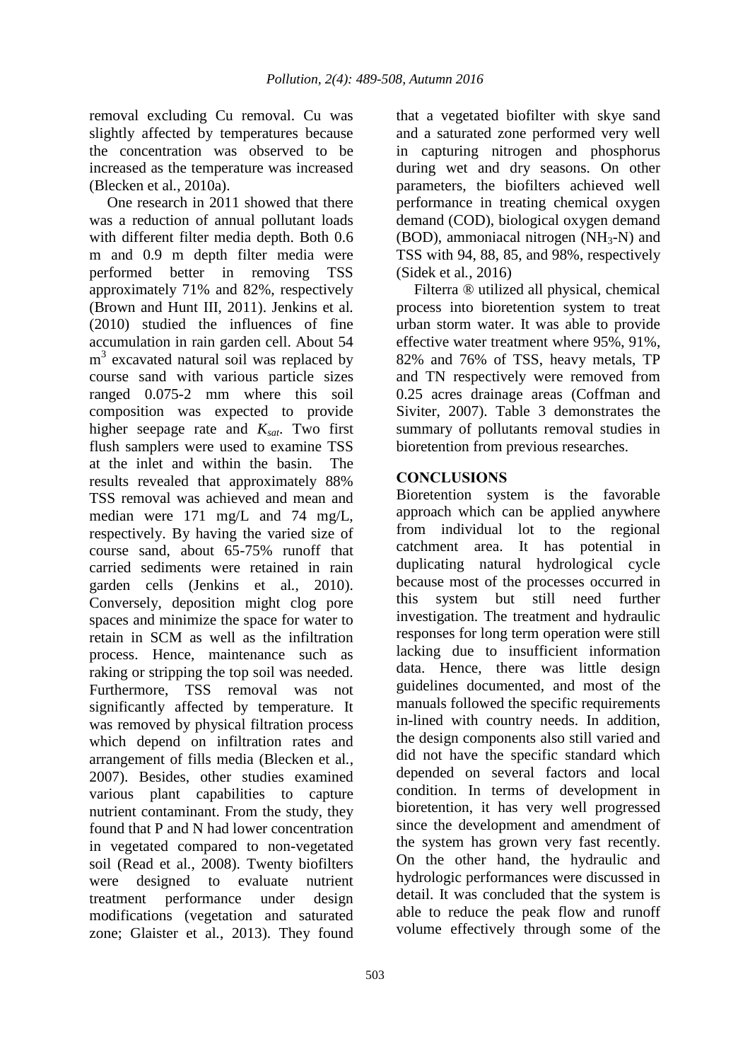removal excluding Cu removal. Cu was slightly affected by temperatures because the concentration was observed to be increased as the temperature was increased (Blecken et al., 2010a).

One research in 2011 showed that there was a reduction of annual pollutant loads with different filter media depth. Both 0.6 m and 0.9 m depth filter media were performed better in removing TSS approximately 71% and 82%, respectively (Brown and Hunt III, 2011). Jenkins et al. (2010) studied the influences of fine accumulation in rain garden cell. About 54 $m^3$ excavated natural soil was replaced by course sand with various particle sizes ranged 0.075-2 mm where this soil composition was expected to provide higher seepage rate and $K_{sat}$. Two first flush samplers were used to examine TSS at the inlet and within the basin. The results revealed that approximately 88% TSS removal was achieved and mean and median were 171 mg/L and 74 mg/L, respectively. By having the varied size of course sand, about 65-75% runoff that carried sediments were retained in rain garden cells (Jenkins et al., 2010). Conversely, deposition might clog pore spaces and minimize the space for water to retain in SCM as well as the infiltration process. Hence, maintenance such as raking or stripping the top soil was needed. Furthermore, TSS removal was not significantly affected by temperature. It was removed by physical filtration process which depend on infiltration rates and arrangement of fills media (Blecken et al., 2007). Besides, other studies examined various plant capabilities to capture nutrient contaminant. From the study, they found that P and N had lower concentration in vegetated compared to non-vegetated soil (Read et al., 2008). Twenty biofilters were designed to evaluate nutrient treatment performance under design modifications (vegetation and saturated zone; Glaister et al., 2013). They found that a vegetated biofilter with skye sand and a saturated zone performed very well in capturing nitrogen and phosphorus during wet and dry seasons. On other parameters, the biofilters achieved well performance in treating chemical oxygen demand (COD), biological oxygen demand (BOD), ammoniacal nitrogen ($NH_3$-N) and TSS with 94, 88, 85, and 98%, respectively (Sidek et al., 2016)

Filterra ® utilized all physical, chemical process into bioretention system to treat urban storm water. It was able to provide effective water treatment where 95%, 91%, 82% and 76% of TSS, heavy metals, TP and TN respectively were removed from 0.25 acres drainage areas (Coffman and Siviter, 2007). Table 3 demonstrates the summary of pollutants removal studies in bioretention from previous researches.

## CONCLUSIONS

Bioretention system is the favorable approach which can be applied anywhere from individual lot to the regional catchment area. It has potential in duplicating natural hydrological cycle because most of the processes occurred in this system but still need further investigation. The treatment and hydraulic responses for long term operation were still lacking due to insufficient information data. Hence, there was little design guidelines documented, and most of the manuals followed the specific requirements in-lined with country needs. In addition, the design components also still varied and did not have the specific standard which depended on several factors and local condition. In terms of development in bioretention, it has very well progressed since the development and amendment of the system has grown very fast recently. On the other hand, the hydraulic and hydrologic performances were discussed in detail. It was concluded that the system is able to reduce the peak flow and runoff volume effectively through some of the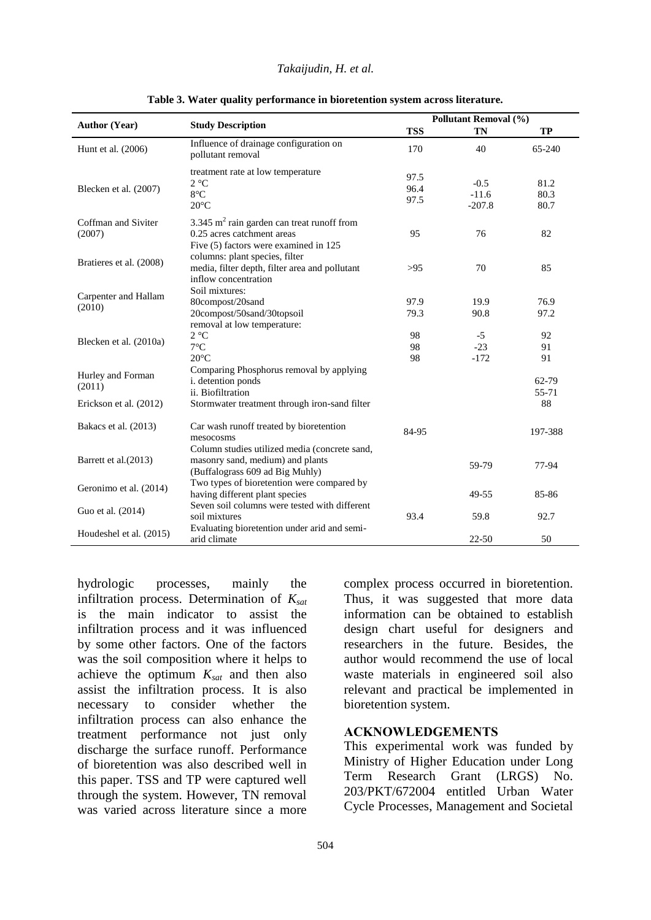**Table 3. Water quality performance in bioretention system across literature.**

| Author (Year) | Study Description | Pollutant Removal (%) | | |
|---|---|---|---|---|
| | | TSS | TN | TP |
| Hunt et al. (2006) | Influence of drainage configuration on pollutant removal | 170 | 40 | 65-240 |
| Blecken et al. (2007) | treatment rate at low temperature<br>2 °C<br>8°C<br>20°C | 97.5<br>96.4<br>97.5 | -0.5<br>-11.6<br>-207.8 | 81.2<br>80.3<br>80.7 |
| Coffman and Siviter (2007) | 3.345 $m^2$ rain garden can treat runoff from 0.25 acres catchment areas | 95 | 76 | 82 |
| Bratieres et al. (2008) | Five (5) factors were examined in 125 columns: plant species, filter media, filter depth, filter area and pollutant inflow concentration | >95 | 70 | 85 |
| Carpenter and Hallam (2010) | Soil mixtures:<br>80compost/20sand<br>20compost/50sand/30topsoil | 97.9<br>79.3 | 19.9<br>90.8 | 76.9<br>97.2 |
| Blecken et al. (2010a) | removal at low temperature:<br>2 °C<br>7°C<br>20°C | 98<br>98<br>98 | -5<br>-23<br>-172 | 92<br>91<br>91 |
| Hurley and Forman (2011) | Comparing Phosphorus removal by applying<br>i. detention ponds<br>ii. Biofiltration | | | 62-79<br>55-71 |
| Erickson et al. (2012) | Stormwater treatment through iron-sand filter | | | 88 |
| Bakacs et al. (2013) | Car wash runoff treated by bioretention mesocosms | 84-95 | | 197-388 |
| Barrett et al.(2013) | Column studies utilized media (concrete sand, masonry sand, medium) and plants (Buffalograss 609 ad Big Muhly) | | 59-79 | 77-94 |
| Geronimo et al. (2014) | Two types of bioretention were compared by having different plant species | | 49-55 | 85-86 |
| Guo et al. (2014) | Seven soil columns were tested with different soil mixtures | 93.4 | 59.8 | 92.7 |
| Houdeshel et al. (2015) | Evaluating bioretention under arid and semi-arid climate | | 22-50 | 50 |

hydrologic processes, mainly the infiltration process. Determination of $K_{sat}$ is the main indicator to assist the infiltration process and it was influenced by some other factors. One of the factors was the soil composition where it helps to achieve the optimum $K_{sat}$ and then also assist the infiltration process. It is also necessary to consider whether the infiltration process can also enhance the treatment performance not just only discharge the surface runoff. Performance of bioretention was also described well in this paper. TSS and TP were captured well through the system. However, TN removal was varied across literature since a more complex process occurred in bioretention. Thus, it was suggested that more data information can be obtained to establish design chart useful for designers and researchers in the future. Besides, the author would recommend the use of local waste materials in engineered soil also relevant and practical be implemented in bioretention system.

## ACKNOWLEDGEMENTS

This experimental work was funded by Ministry of Higher Education under Long Term Research Grant (LRGS) No. 203/PKT/672004 entitled Urban Water Cycle Processes, Management and Societal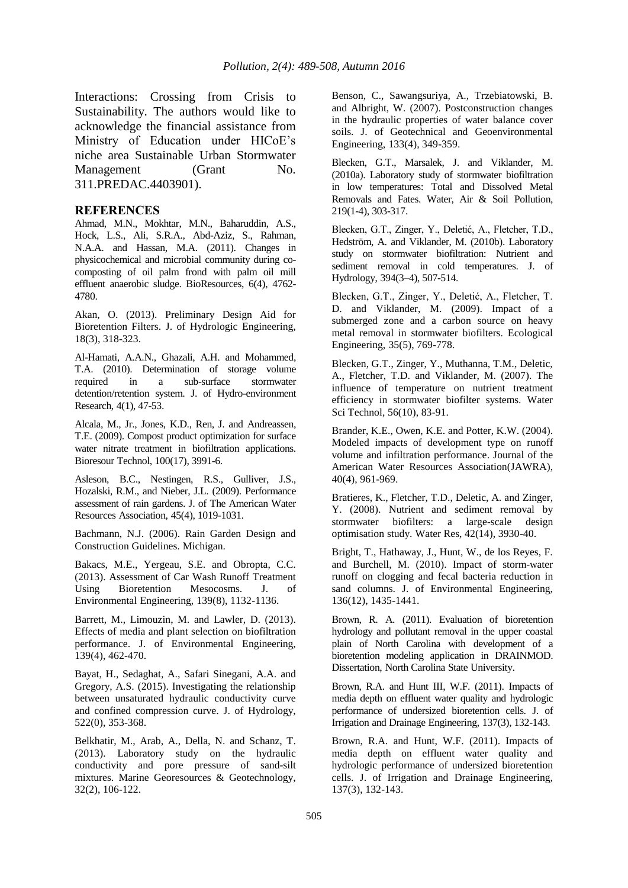Interactions: Crossing from Crisis to Sustainability. The authors would like to acknowledge the financial assistance from Ministry of Education under HICoE's niche area Sustainable Urban Stormwater Management (Grant No. 311.PREDAC.4403901).

## REFERENCES

Ahmad, M.N., Mokhtar, M.N., Baharuddin, A.S., Hock, L.S., Ali, S.R.A., Abd-Aziz, S., Rahman, N.A.A. and Hassan, M.A. (2011). Changes in physicochemical and microbial community during co-composting of oil palm frond with palm oil mill effluent anaerobic sludge. BioResources, 6(4), 4762-4780.

Akan, O. (2013). Preliminary Design Aid for Bioretention Filters. J. of Hydrologic Engineering, 18(3), 318-323.

Al-Hamati, A.A.N., Ghazali, A.H. and Mohammed, T.A. (2010). Determination of storage volume required in a sub-surface stormwater detention/retention system. J. of Hydro-environment Research, 4(1), 47-53.

Alcala, M., Jr., Jones, K.D., Ren, J. and Andreassen, T.E. (2009). Compost product optimization for surface water nitrate treatment in biofiltration applications. Bioresour Technol, 100(17), 3991-6.

Asleson, B.C., Nestingen, R.S., Gulliver, J.S., Hozalski, R.M., and Nieber, J.L. (2009). Performance assessment of rain gardens. J. of The American Water Resources Association, 45(4), 1019-1031.

Bachmann, N.J. (2006). Rain Garden Design and Construction Guidelines. Michigan.

Bakacs, M.E., Yergeau, S.E. and Obropta, C.C. (2013). Assessment of Car Wash Runoff Treatment Using Bioretention Mesocosms. J. of Environmental Engineering, 139(8), 1132-1136.

Barrett, M., Limouzin, M. and Lawler, D. (2013). Effects of media and plant selection on biofiltration performance. J. of Environmental Engineering, 139(4), 462-470.

Bayat, H., Sedaghat, A., Safari Sinegani, A.A. and Gregory, A.S. (2015). Investigating the relationship between unsaturated hydraulic conductivity curve and confined compression curve. J. of Hydrology, 522(0), 353-368.

Belkhatir, M., Arab, A., Della, N. and Schanz, T. (2013). Laboratory study on the hydraulic conductivity and pore pressure of sand-silt mixtures. Marine Georesources & Geotechnology, 32(2), 106-122.

Benson, C., Sawangsuriya, A., Trzebiatowski, B. and Albright, W. (2007). Postconstruction changes in the hydraulic properties of water balance cover soils. J. of Geotechnical and Geoenvironmental Engineering, 133(4), 349-359.

Blecken, G.T., Marsalek, J. and Viklander, M. (2010a). Laboratory study of stormwater biofiltration in low temperatures: Total and Dissolved Metal Removals and Fates. Water, Air & Soil Pollution, 219(1-4), 303-317.

Blecken, G.T., Zinger, Y., Deletić, A., Fletcher, T.D., Hedström, A. and Viklander, M. (2010b). Laboratory study on stormwater biofiltration: Nutrient and sediment removal in cold temperatures. J. of Hydrology, 394(3–4), 507-514.

Blecken, G.T., Zinger, Y., Deletić, A., Fletcher, T. D. and Viklander, M. (2009). Impact of a submerged zone and a carbon source on heavy metal removal in stormwater biofilters. Ecological Engineering, 35(5), 769-778.

Blecken, G.T., Zinger, Y., Muthanna, T.M., Deletic, A., Fletcher, T.D. and Viklander, M. (2007). The influence of temperature on nutrient treatment efficiency in stormwater biofilter systems. Water Sci Technol, 56(10), 83-91.

Brander, K.E., Owen, K.E. and Potter, K.W. (2004). Modeled impacts of development type on runoff volume and infiltration performance. Journal of the American Water Resources Association(JAWRA), 40(4), 961-969.

Bratieres, K., Fletcher, T.D., Deletic, A. and Zinger, Y. (2008). Nutrient and sediment removal by stormwater biofilters: a large-scale design optimisation study. Water Res, 42(14), 3930-40.

Bright, T., Hathaway, J., Hunt, W., de los Reyes, F. and Burchell, M. (2010). Impact of storm-water runoff on clogging and fecal bacteria reduction in sand columns. J. of Environmental Engineering, 136(12), 1435-1441.

Brown, R. A. (2011). Evaluation of bioretention hydrology and pollutant removal in the upper coastal plain of North Carolina with development of a bioretention modeling application in DRAINMOD. Dissertation, North Carolina State University.

Brown, R.A. and Hunt III, W.F. (2011). Impacts of media depth on effluent water quality and hydrologic performance of undersized bioretention cells. J. of Irrigation and Drainage Engineering, 137(3), 132-143.

Brown, R.A. and Hunt, W.F. (2011). Impacts of media depth on effluent water quality and hydrologic performance of undersized bioretention cells. J. of Irrigation and Drainage Engineering, 137(3), 132-143.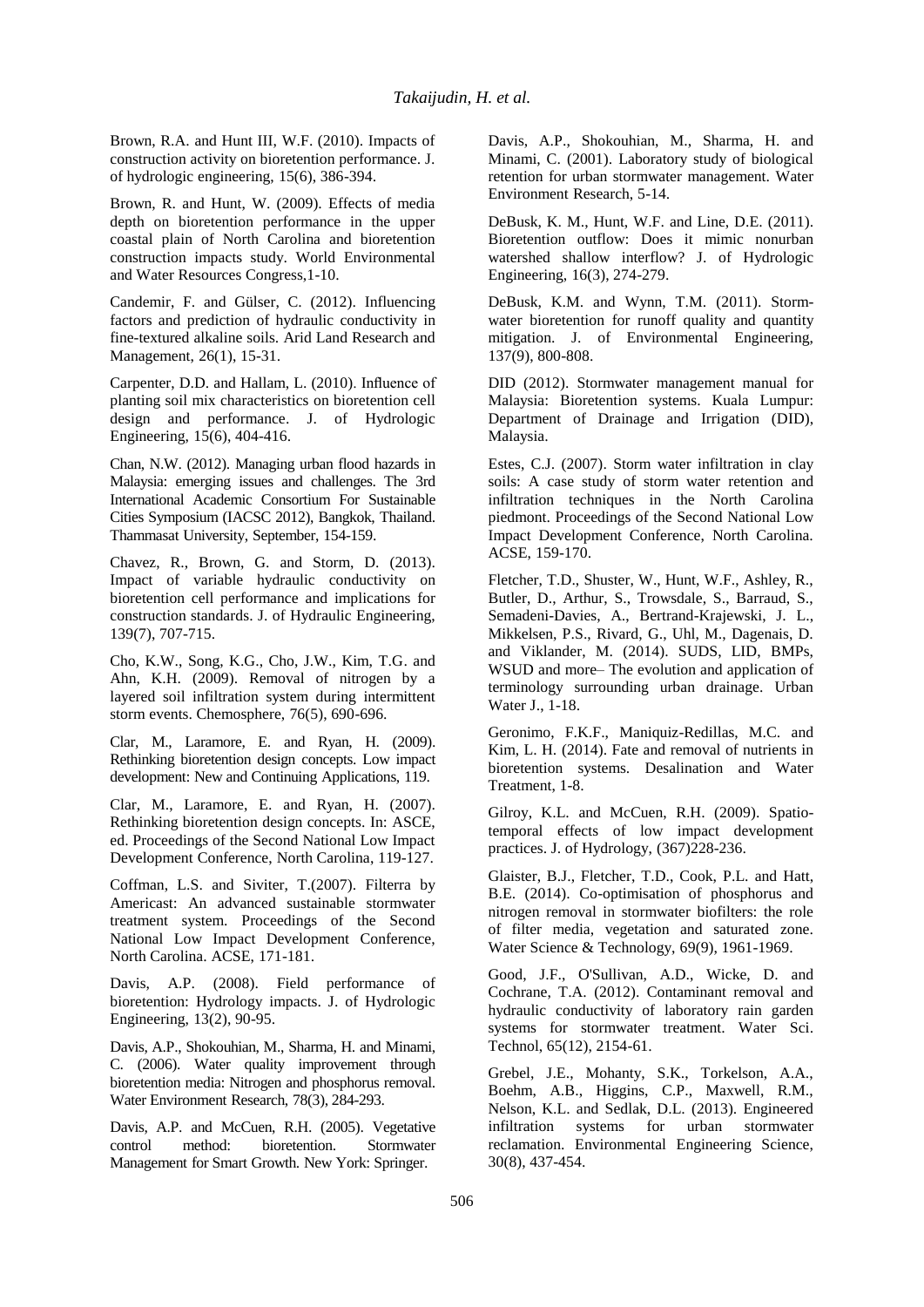Brown, R.A. and Hunt III, W.F. (2010). Impacts of construction activity on bioretention performance. J. of hydrologic engineering, 15(6), 386-394.

Brown, R. and Hunt, W. (2009). Effects of media depth on bioretention performance in the upper coastal plain of North Carolina and bioretention construction impacts study. World Environmental and Water Resources Congress,1-10.

Candemir, F. and Gülser, C. (2012). Influencing factors and prediction of hydraulic conductivity in fine-textured alkaline soils. Arid Land Research and Management, 26(1), 15-31.

Carpenter, D.D. and Hallam, L. (2010). Influence of planting soil mix characteristics on bioretention cell design and performance. J. of Hydrologic Engineering, 15(6), 404-416.

Chan, N.W. (2012). Managing urban flood hazards in Malaysia: emerging issues and challenges. The 3rd International Academic Consortium For Sustainable Cities Symposium (IACSC 2012), Bangkok, Thailand. Thammasat University, September, 154-159.

Chavez, R., Brown, G. and Storm, D. (2013). Impact of variable hydraulic conductivity on bioretention cell performance and implications for construction standards. J. of Hydraulic Engineering, 139(7), 707-715.

Cho, K.W., Song, K.G., Cho, J.W., Kim, T.G. and Ahn, K.H. (2009). Removal of nitrogen by a layered soil infiltration system during intermittent storm events. Chemosphere, 76(5), 690-696.

Clar, M., Laramore, E. and Ryan, H. (2009). Rethinking bioretention design concepts. Low impact development: New and Continuing Applications, 119.

Clar, M., Laramore, E. and Ryan, H. (2007). Rethinking bioretention design concepts. In: ASCE, ed. Proceedings of the Second National Low Impact Development Conference, North Carolina, 119-127.

Coffman, L.S. and Siviter, T.(2007). Filterra by Americast: An advanced sustainable stormwater treatment system. Proceedings of the Second National Low Impact Development Conference, North Carolina. ACSE, 171-181.

Davis, A.P. (2008). Field performance of bioretention: Hydrology impacts. J. of Hydrologic Engineering, 13(2), 90-95.

Davis, A.P., Shokouhian, M., Sharma, H. and Minami, C. (2006). Water quality improvement through bioretention media: Nitrogen and phosphorus removal. Water Environment Research, 78(3), 284-293.

Davis, A.P. and McCuen, R.H. (2005). Vegetative control method: bioretention. Stormwater Management for Smart Growth. New York: Springer.

Davis, A.P., Shokouhian, M., Sharma, H. and Minami, C. (2001). Laboratory study of biological retention for urban stormwater management. Water Environment Research, 5-14.

DeBusk, K. M., Hunt, W.F. and Line, D.E. (2011). Bioretention outflow: Does it mimic nonurban watershed shallow interflow? J. of Hydrologic Engineering, 16(3), 274-279.

DeBusk, K.M. and Wynn, T.M. (2011). Storm-water bioretention for runoff quality and quantity mitigation. J. of Environmental Engineering, 137(9), 800-808.

DID (2012). Stormwater management manual for Malaysia: Bioretention systems. Kuala Lumpur: Department of Drainage and Irrigation (DID), Malaysia.

Estes, C.J. (2007). Storm water infiltration in clay soils: A case study of storm water retention and infiltration techniques in the North Carolina piedmont. Proceedings of the Second National Low Impact Development Conference, North Carolina. ACSE, 159-170.

Fletcher, T.D., Shuster, W., Hunt, W.F., Ashley, R., Butler, D., Arthur, S., Trowsdale, S., Barraud, S., Semadeni-Davies, A., Bertrand-Krajewski, J. L., Mikkelsen, P.S., Rivard, G., Uhl, M., Dagenais, D. and Viklander, M. (2014). SUDS, LID, BMPs, WSUD and more– The evolution and application of terminology surrounding urban drainage. Urban Water J., 1-18.

Geronimo, F.K.F., Maniquiz-Redillas, M.C. and Kim, L. H. (2014). Fate and removal of nutrients in bioretention systems. Desalination and Water Treatment, 1-8.

Gilroy, K.L. and McCuen, R.H. (2009). Spatio-temporal effects of low impact development practices. J. of Hydrology, (367)228-236.

Glaister, B.J., Fletcher, T.D., Cook, P.L. and Hatt, B.E. (2014). Co-optimisation of phosphorus and nitrogen removal in stormwater biofilters: the role of filter media, vegetation and saturated zone. Water Science & Technology, 69(9), 1961-1969.

Good, J.F., O'Sullivan, A.D., Wicke, D. and Cochrane, T.A. (2012). Contaminant removal and hydraulic conductivity of laboratory rain garden systems for stormwater treatment. Water Sci. Technol, 65(12), 2154-61.

Grebel, J.E., Mohanty, S.K., Torkelson, A.A., Boehm, A.B., Higgins, C.P., Maxwell, R.M., Nelson, K.L. and Sedlak, D.L. (2013). Engineered infiltration systems for urban stormwater reclamation. Environmental Engineering Science, 30(8), 437-454.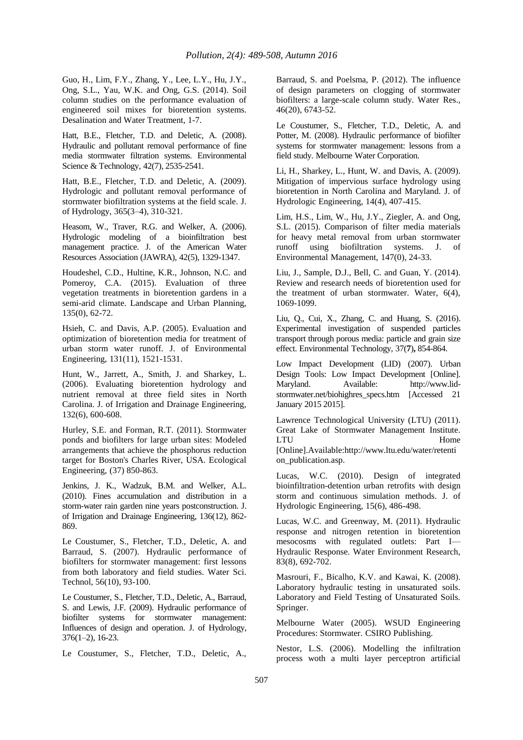Guo, H., Lim, F.Y., Zhang, Y., Lee, L.Y., Hu, J.Y., Ong, S.L., Yau, W.K. and Ong, G.S. (2014). Soil column studies on the performance evaluation of engineered soil mixes for bioretention systems. Desalination and Water Treatment, 1-7.

Hatt, B.E., Fletcher, T.D. and Deletic, A. (2008). Hydraulic and pollutant removal performance of fine media stormwater filtration systems. Environmental Science & Technology, 42(7), 2535-2541.

Hatt, B.E., Fletcher, T.D. and Deletic, A. (2009). Hydrologic and pollutant removal performance of stormwater biofiltration systems at the field scale. J. of Hydrology, 365(3–4), 310-321.

Heasom, W., Traver, R.G. and Welker, A. (2006). Hydrologic modeling of a bioinfiltration best management practice. J. of the American Water Resources Association (JAWRA), 42(5), 1329-1347.

Houdeshel, C.D., Hultine, K.R., Johnson, N.C. and Pomeroy, C.A. (2015). Evaluation of three vegetation treatments in bioretention gardens in a semi-arid climate. Landscape and Urban Planning, 135(0), 62-72.

Hsieh, C. and Davis, A.P. (2005). Evaluation and optimization of bioretention media for treatment of urban storm water runoff. J. of Environmental Engineering, 131(11), 1521-1531.

Hunt, W., Jarrett, A., Smith, J. and Sharkey, L. (2006). Evaluating bioretention hydrology and nutrient removal at three field sites in North Carolina. J. of Irrigation and Drainage Engineering, 132(6), 600-608.

Hurley, S.E. and Forman, R.T. (2011). Stormwater ponds and biofilters for large urban sites: Modeled arrangements that achieve the phosphorus reduction target for Boston's Charles River, USA. Ecological Engineering, (37) 850-863.

Jenkins, J. K., Wadzuk, B.M. and Welker, A.L. (2010). Fines accumulation and distribution in a storm-water rain garden nine years postconstruction. J. of Irrigation and Drainage Engineering, 136(12), 862-869.

Le Coustumer, S., Fletcher, T.D., Deletic, A. and Barraud, S. (2007). Hydraulic performance of biofilters for stormwater management: first lessons from both laboratory and field studies. Water Sci. Technol, 56(10), 93-100.

Le Coustumer, S., Fletcher, T.D., Deletic, A., Barraud, S. and Lewis, J.F. (2009). Hydraulic performance of biofilter systems for stormwater management: Influences of design and operation. J. of Hydrology, 376(1–2), 16-23.

Le Coustumer, S., Fletcher, T.D., Deletic, A., Barraud, S. and Poelsma, P. (2012). The influence of design parameters on clogging of stormwater biofilters: a large-scale column study. Water Res., 46(20), 6743-52.

Le Coustumer, S., Fletcher, T.D., Deletic, A. and Potter, M. (2008). Hydraulic performance of biofilter systems for stormwater management: lessons from a field study. Melbourne Water Corporation.

Li, H., Sharkey, L., Hunt, W. and Davis, A. (2009). Mitigation of impervious surface hydrology using bioretention in North Carolina and Maryland. J. of Hydrologic Engineering, 14(4), 407-415.

Lim, H.S., Lim, W., Hu, J.Y., Ziegler, A. and Ong, S.L. (2015). Comparison of filter media materials for heavy metal removal from urban stormwater runoff using biofiltration systems. J. of Environmental Management, 147(0), 24-33.

Liu, J., Sample, D.J., Bell, C. and Guan, Y. (2014). Review and research needs of bioretention used for the treatment of urban stormwater. Water, 6(4), 1069-1099.

Liu, Q., Cui, X., Zhang, C. and Huang, S. (2016). Experimental investigation of suspended particles transport through porous media: particle and grain size effect. Environmental Technology, 37(**7**)**,** 854-864.

Low Impact Development (LID) (2007). Urban Design Tools: Low Impact Development [Online]. Maryland. Available: http://www.lid-stormwater.net/biohighres_specs.htm [Accessed 21 January 2015 2015].

Lawrence Technological University (LTU) (2011). Great Lake of Stormwater Management Institute. LTU Home [Online].Available:http://www.ltu.edu/water/retention_publication.asp.

Lucas, W.C. (2010). Design of integrated bioinfiltration-detention urban retrofits with design storm and continuous simulation methods. J. of Hydrologic Engineering, 15(6), 486-498.

Lucas, W.C. and Greenway, M. (2011). Hydraulic response and nitrogen retention in bioretention mesocosms with regulated outlets: Part I—Hydraulic Response. Water Environment Research, 83(8), 692-702.

Masrouri, F., Bicalho, K.V. and Kawai, K. (2008). Laboratory hydraulic testing in unsaturated soils. Laboratory and Field Testing of Unsaturated Soils. Springer.

Melbourne Water (2005). WSUD Engineering Procedures: Stormwater. CSIRO Publishing.

Nestor, L.S. (2006). Modelling the infiltration process woth a multi layer perceptron artificial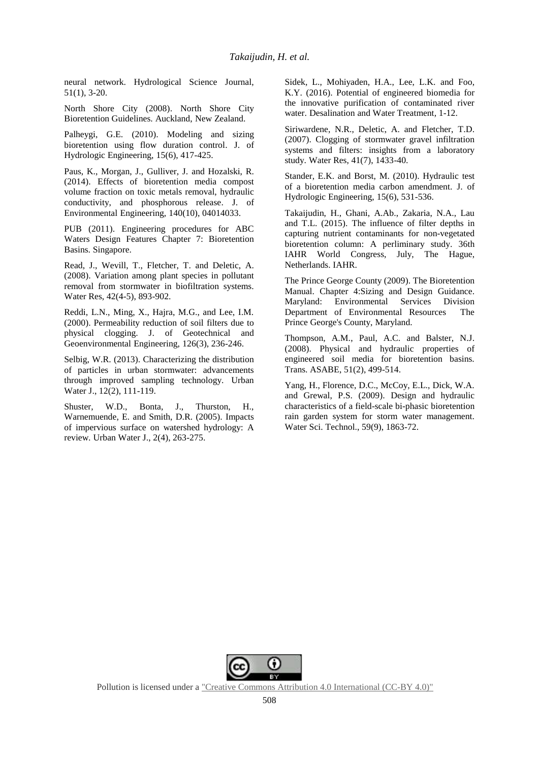neural network. Hydrological Science Journal, 51(1), 3-20.

North Shore City (2008). North Shore City Bioretention Guidelines. Auckland, New Zealand.

Palheygi, G.E. (2010). Modeling and sizing bioretention using flow duration control. J. of Hydrologic Engineering, 15(6), 417-425.

Paus, K., Morgan, J., Gulliver, J. and Hozalski, R. (2014). Effects of bioretention media compost volume fraction on toxic metals removal, hydraulic conductivity, and phosphorous release. J. of Environmental Engineering, 140(10), 04014033.

PUB (2011). Engineering procedures for ABC Waters Design Features Chapter 7: Bioretention Basins. Singapore.

Read, J., Wevill, T., Fletcher, T. and Deletic, A. (2008). Variation among plant species in pollutant removal from stormwater in biofiltration systems. Water Res, 42(4-5), 893-902.

Reddi, L.N., Ming, X., Hajra, M.G., and Lee, I.M. (2000). Permeability reduction of soil filters due to physical clogging. J. of Geotechnical and Geoenvironmental Engineering, 126(3), 236-246.

Selbig, W.R. (2013). Characterizing the distribution of particles in urban stormwater: advancements through improved sampling technology. Urban Water J., 12(2), 111-119.

Shuster, W.D., Bonta, J., Thurston, H., Warnemuende, E. and Smith, D.R. (2005). Impacts of impervious surface on watershed hydrology: A review. Urban Water J., 2(4), 263-275.

Sidek, L., Mohiyaden, H.A., Lee, L.K. and Foo, K.Y. (2016). Potential of engineered biomedia for the innovative purification of contaminated river water. Desalination and Water Treatment, 1-12.

Siriwardene, N.R., Deletic, A. and Fletcher, T.D. (2007). Clogging of stormwater gravel infiltration systems and filters: insights from a laboratory study. Water Res, 41(7), 1433-40.

Stander, E.K. and Borst, M. (2010). Hydraulic test of a bioretention media carbon amendment. J. of Hydrologic Engineering, 15(6), 531-536.

Takaijudin, H., Ghani, A.Ab., Zakaria, N.A., Lau and T.L. (2015). The influence of filter depths in capturing nutrient contaminants for non-vegetated bioretention column: A perliminary study. 36th IAHR World Congress, July, The Hague, Netherlands. IAHR.

The Prince George County (2009). The Bioretention Manual. Chapter 4:Sizing and Design Guidance. Maryland: Environmental Services Division Department of Environmental Resources The Prince George's County, Maryland.

Thompson, A.M., Paul, A.C. and Balster, N.J. (2008). Physical and hydraulic properties of engineered soil media for bioretention basins. Trans. ASABE, 51(2), 499-514.

Yang, H., Florence, D.C., McCoy, E.L., Dick, W.A. and Grewal, P.S. (2009). Design and hydraulic characteristics of a field-scale bi-phasic bioretention rain garden system for storm water management. Water Sci. Technol., 59(9), 1863-72.

Pollution is licensed under a "Creative Commons Attribution 4.0 International (CC-BY 4.0)"